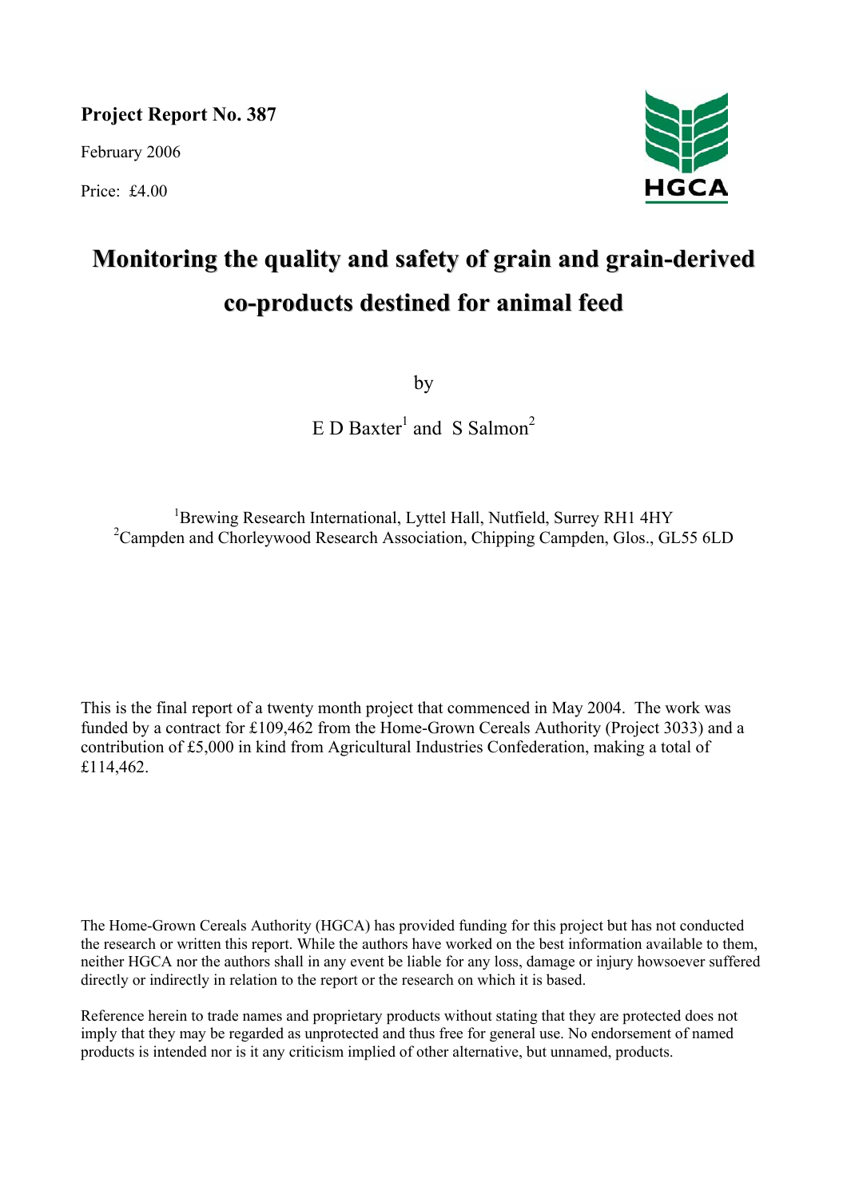**Project Report No. 387**

February 2006

Price: £4.00

HGCA

# Monitoring the quality and safety of grain and grain-derived co-products destined for animal feed

by

E D Baxter[1] and S Salmon[2]

[1]Brewing Research International, Lyttel Hall, Nutfield, Surrey RH1 4HY
[2]Campden and Chorleywood Research Association, Chipping Campden, Glos., GL55 6LD

This is the final report of a twenty month project that commenced in May 2004. The work was funded by a contract for £109,462 from the Home-Grown Cereals Authority (Project 3033) and a contribution of £5,000 in kind from Agricultural Industries Confederation, making a total of £114,462.

The Home-Grown Cereals Authority (HGCA) has provided funding for this project but has not conducted the research or written this report. While the authors have worked on the best information available to them, neither HGCA nor the authors shall in any event be liable for any loss, damage or injury howsoever suffered directly or indirectly in relation to the report or the research on which it is based.

Reference herein to trade names and proprietary products without stating that they are protected does not imply that they may be regarded as unprotected and thus free for general use. No endorsement of named products is intended nor is it any criticism implied of other alternative, but unnamed, products.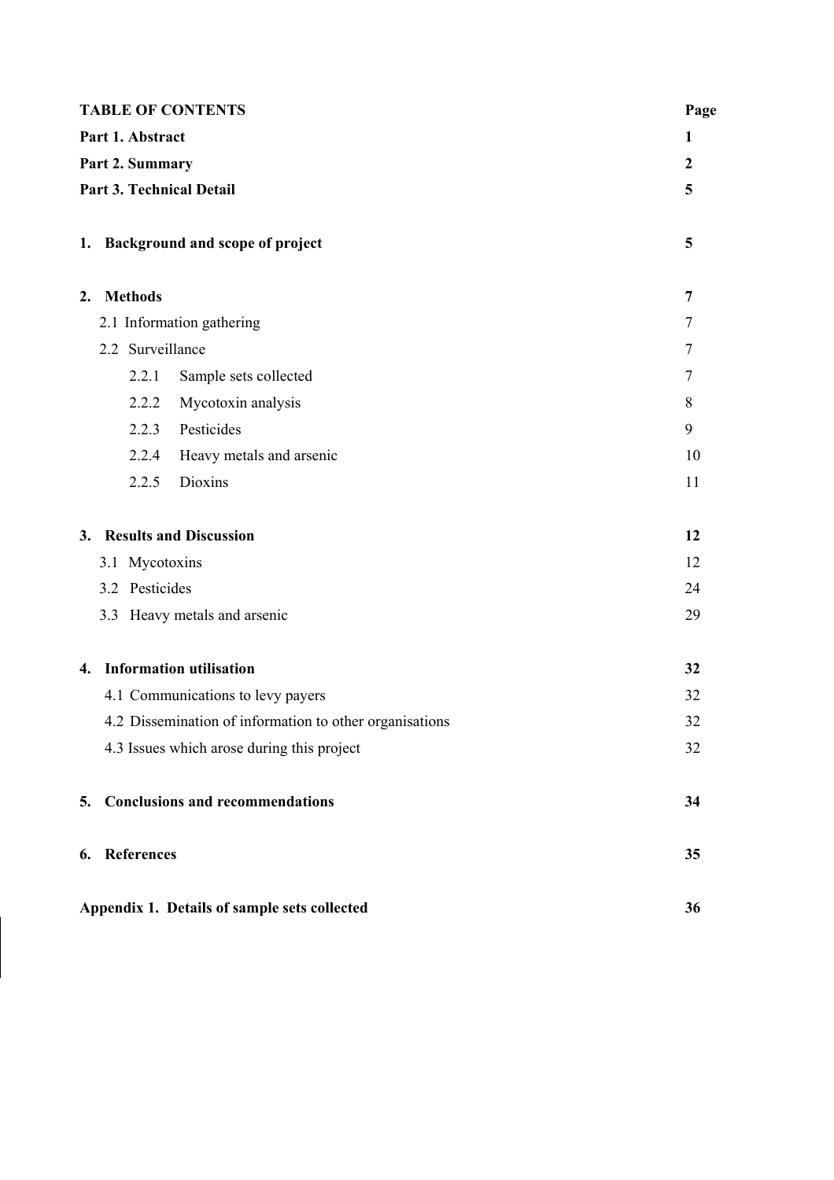| **TABLE OF CONTENTS** | | **Page** |
|---|---|---|
| **Part 1. Abstract** | | **1** |
| **Part 2. Summary** | | **2** |
| **Part 3. Technical Detail** | | **5** |
| **1. Background and scope of project** | | **5** |
| **2. Methods** | | **7** |
| 2.1 Information gathering | | 7 |
| 2.2 Surveillance | | 7 |
| | 2.2.1 Sample sets collected | 7 |
| | 2.2.2 Mycotoxin analysis | 8 |
| | 2.2.3 Pesticides | 9 |
| | 2.2.4 Heavy metals and arsenic | 10 |
| | 2.2.5 Dioxins | 11 |
| **3. Results and Discussion** | | **12** |
| 3.1 Mycotoxins | | 12 |
| 3.2 Pesticides | | 24 |
| 3.3 Heavy metals and arsenic | | 29 |
| **4. Information utilisation** | | **32** |
| 4.1 Communications to levy payers | | 32 |
| 4.2 Dissemination of information to other organisations | | 32 |
| 4.3 Issues which arose during this project | | 32 |
| **5. Conclusions and recommendations** | | **34** |
| **6. References** | | **35** |
| **Appendix 1. Details of sample sets collected** | | **36** |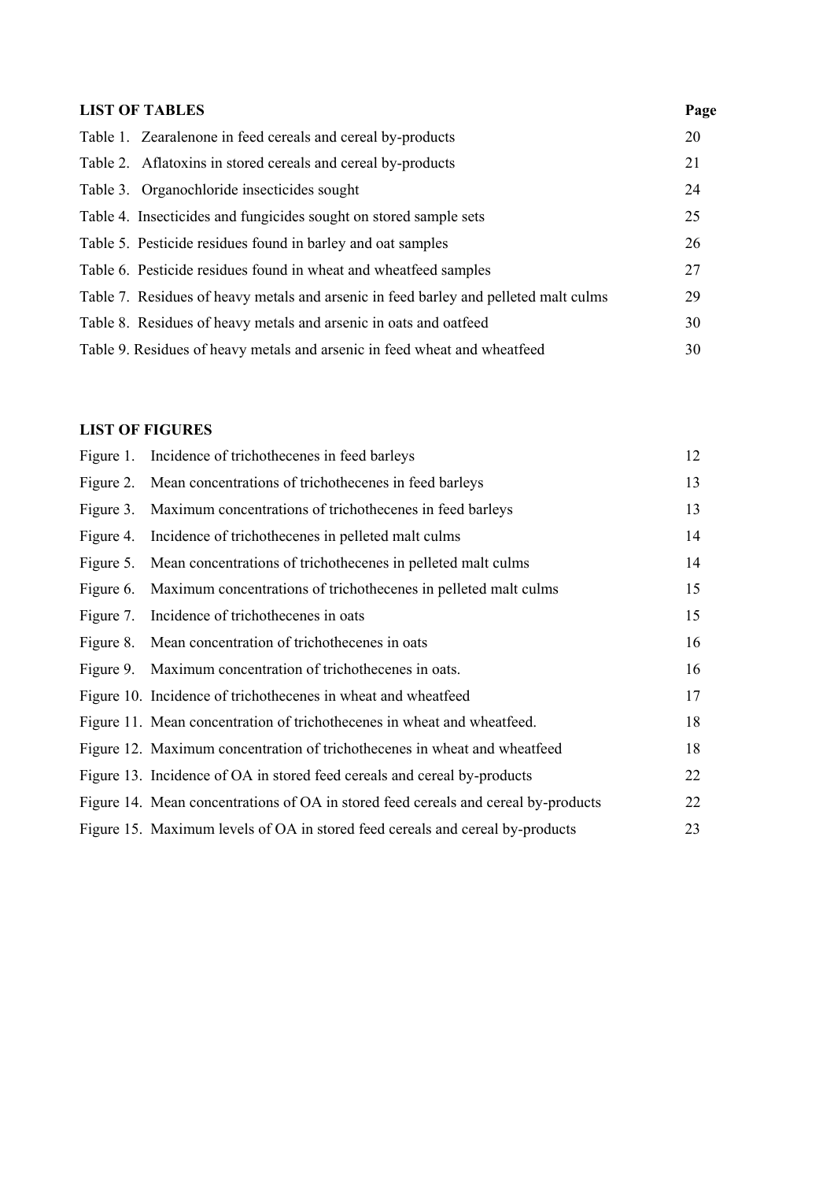**LIST OF TABLES**

| | Page |
|---|---|
| Table 1. Zearalenone in feed cereals and cereal by-products | 20 |
| Table 2. Aflatoxins in stored cereals and cereal by-products | 21 |
| Table 3. Organochloride insecticides sought | 24 |
| Table 4. Insecticides and fungicides sought on stored sample sets | 25 |
| Table 5. Pesticide residues found in barley and oat samples | 26 |
| Table 6. Pesticide residues found in wheat and wheatfeed samples | 27 |
| Table 7. Residues of heavy metals and arsenic in feed barley and pelleted malt culms | 29 |
| Table 8. Residues of heavy metals and arsenic in oats and oatfeed | 30 |
| Table 9. Residues of heavy metals and arsenic in feed wheat and wheatfeed | 30 |

**LIST OF FIGURES**

| | |
|---|---|
| Figure 1. Incidence of trichothecenes in feed barleys | 12 |
| Figure 2. Mean concentrations of trichothecenes in feed barleys | 13 |
| Figure 3. Maximum concentrations of trichothecenes in feed barleys | 13 |
| Figure 4. Incidence of trichothecenes in pelleted malt culms | 14 |
| Figure 5. Mean concentrations of trichothecenes in pelleted malt culms | 14 |
| Figure 6. Maximum concentrations of trichothecenes in pelleted malt culms | 15 |
| Figure 7. Incidence of trichothecenes in oats | 15 |
| Figure 8. Mean concentration of trichothecenes in oats | 16 |
| Figure 9. Maximum concentration of trichothecenes in oats. | 16 |
| Figure 10. Incidence of trichothecenes in wheat and wheatfeed | 17 |
| Figure 11. Mean concentration of trichothecenes in wheat and wheatfeed. | 18 |
| Figure 12. Maximum concentration of trichothecenes in wheat and wheatfeed | 18 |
| Figure 13. Incidence of OA in stored feed cereals and cereal by-products | 22 |
| Figure 14. Mean concentrations of OA in stored feed cereals and cereal by-products | 22 |
| Figure 15. Maximum levels of OA in stored feed cereals and cereal by-products | 23 |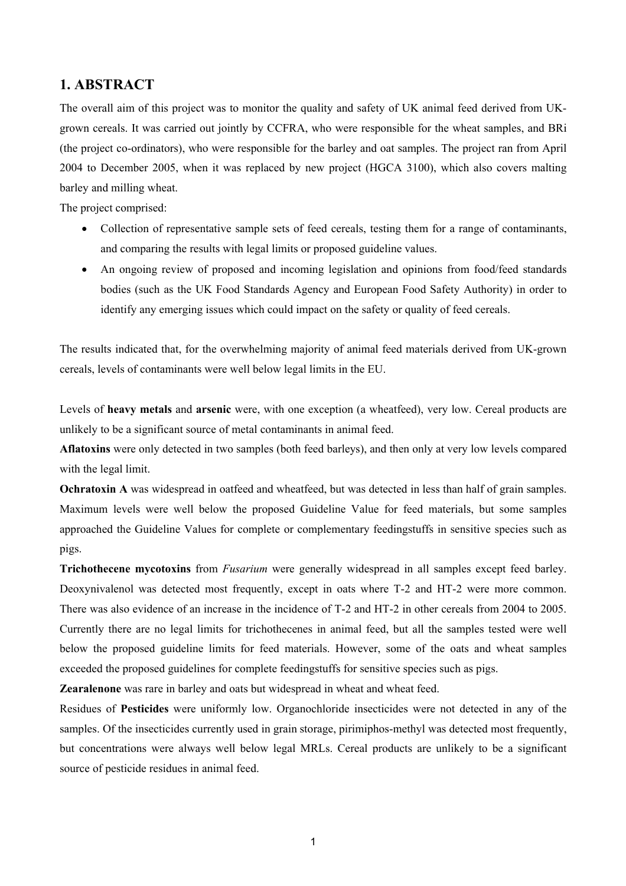## 1. ABSTRACT

The overall aim of this project was to monitor the quality and safety of UK animal feed derived from UK-grown cereals. It was carried out jointly by CCFRA, who were responsible for the wheat samples, and BRi (the project co-ordinators), who were responsible for the barley and oat samples. The project ran from April 2004 to December 2005, when it was replaced by new project (HGCA 3100), which also covers malting barley and milling wheat.

The project comprised:

- Collection of representative sample sets of feed cereals, testing them for a range of contaminants, and comparing the results with legal limits or proposed guideline values.
- An ongoing review of proposed and incoming legislation and opinions from food/feed standards bodies (such as the UK Food Standards Agency and European Food Safety Authority) in order to identify any emerging issues which could impact on the safety or quality of feed cereals.

The results indicated that, for the overwhelming majority of animal feed materials derived from UK-grown cereals, levels of contaminants were well below legal limits in the EU.

Levels of **heavy metals** and **arsenic** were, with one exception (a wheatfeed), very low. Cereal products are unlikely to be a significant source of metal contaminants in animal feed.

**Aflatoxins** were only detected in two samples (both feed barleys), and then only at very low levels compared with the legal limit.

**Ochratoxin A** was widespread in oatfeed and wheatfeed, but was detected in less than half of grain samples. Maximum levels were well below the proposed Guideline Value for feed materials, but some samples approached the Guideline Values for complete or complementary feedingstuffs in sensitive species such as pigs.

**Trichothecene mycotoxins** from *Fusarium* were generally widespread in all samples except feed barley. Deoxynivalenol was detected most frequently, except in oats where T-2 and HT-2 were more common. There was also evidence of an increase in the incidence of T-2 and HT-2 in other cereals from 2004 to 2005. Currently there are no legal limits for trichothecenes in animal feed, but all the samples tested were well below the proposed guideline limits for feed materials. However, some of the oats and wheat samples exceeded the proposed guidelines for complete feedingstuffs for sensitive species such as pigs.

**Zearalenone** was rare in barley and oats but widespread in wheat and wheat feed.

Residues of **Pesticides** were uniformly low. Organochloride insecticides were not detected in any of the samples. Of the insecticides currently used in grain storage, pirimiphos-methyl was detected most frequently, but concentrations were always well below legal MRLs. Cereal products are unlikely to be a significant source of pesticide residues in animal feed.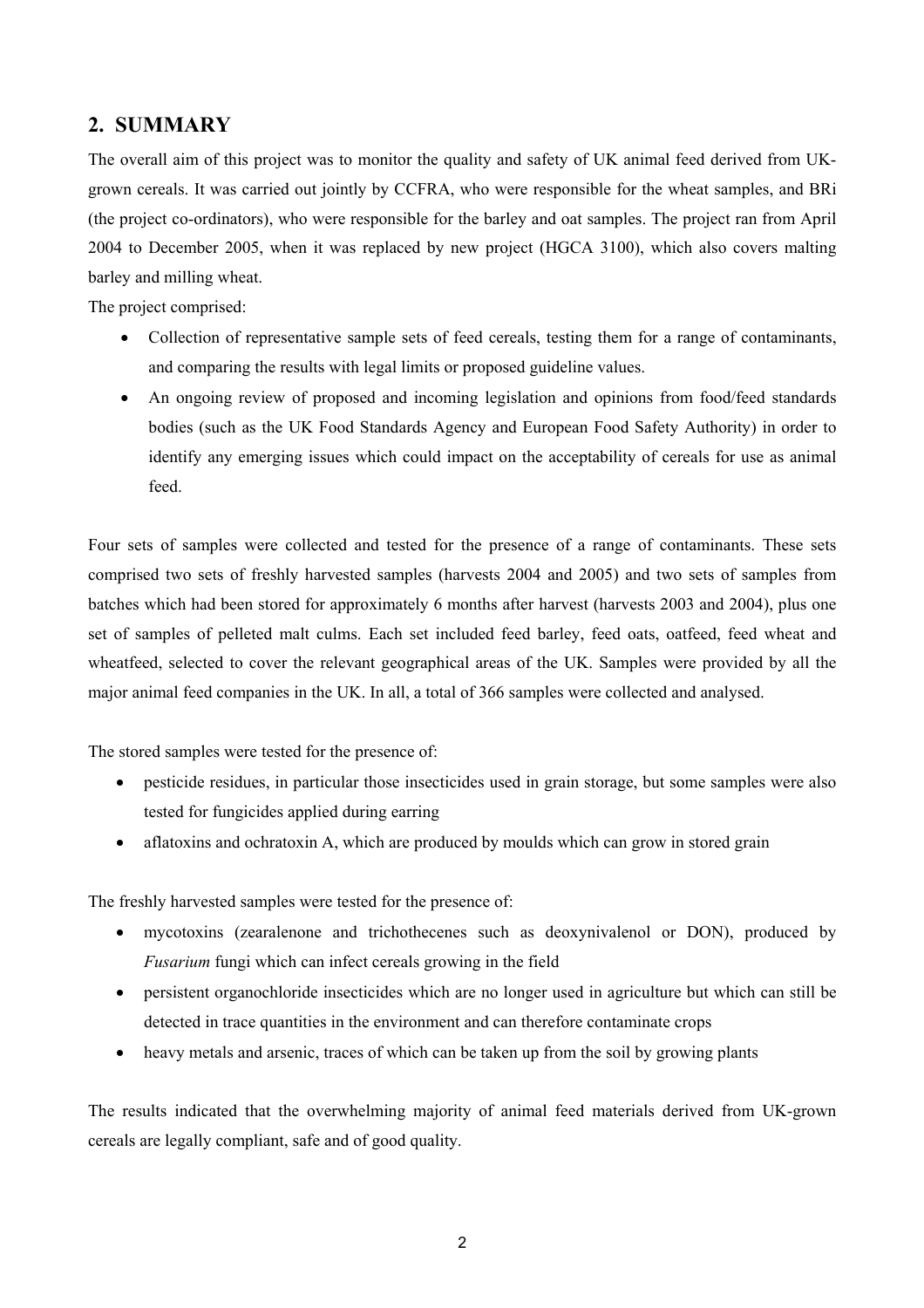## 2. SUMMARY

The overall aim of this project was to monitor the quality and safety of UK animal feed derived from UK-grown cereals. It was carried out jointly by CCFRA, who were responsible for the wheat samples, and BRi (the project co-ordinators), who were responsible for the barley and oat samples. The project ran from April 2004 to December 2005, when it was replaced by new project (HGCA 3100), which also covers malting barley and milling wheat.

The project comprised:

- Collection of representative sample sets of feed cereals, testing them for a range of contaminants, and comparing the results with legal limits or proposed guideline values.
- An ongoing review of proposed and incoming legislation and opinions from food/feed standards bodies (such as the UK Food Standards Agency and European Food Safety Authority) in order to identify any emerging issues which could impact on the acceptability of cereals for use as animal feed.

Four sets of samples were collected and tested for the presence of a range of contaminants. These sets comprised two sets of freshly harvested samples (harvests 2004 and 2005) and two sets of samples from batches which had been stored for approximately 6 months after harvest (harvests 2003 and 2004), plus one set of samples of pelleted malt culms. Each set included feed barley, feed oats, oatfeed, feed wheat and wheatfeed, selected to cover the relevant geographical areas of the UK. Samples were provided by all the major animal feed companies in the UK. In all, a total of 366 samples were collected and analysed.

The stored samples were tested for the presence of:

- pesticide residues, in particular those insecticides used in grain storage, but some samples were also tested for fungicides applied during earring
- aflatoxins and ochratoxin A, which are produced by moulds which can grow in stored grain

The freshly harvested samples were tested for the presence of:

- mycotoxins (zearalenone and trichothecenes such as deoxynivalenol or DON), produced by *Fusarium* fungi which can infect cereals growing in the field
- persistent organochloride insecticides which are no longer used in agriculture but which can still be detected in trace quantities in the environment and can therefore contaminate crops
- heavy metals and arsenic, traces of which can be taken up from the soil by growing plants

The results indicated that the overwhelming majority of animal feed materials derived from UK-grown cereals are legally compliant, safe and of good quality.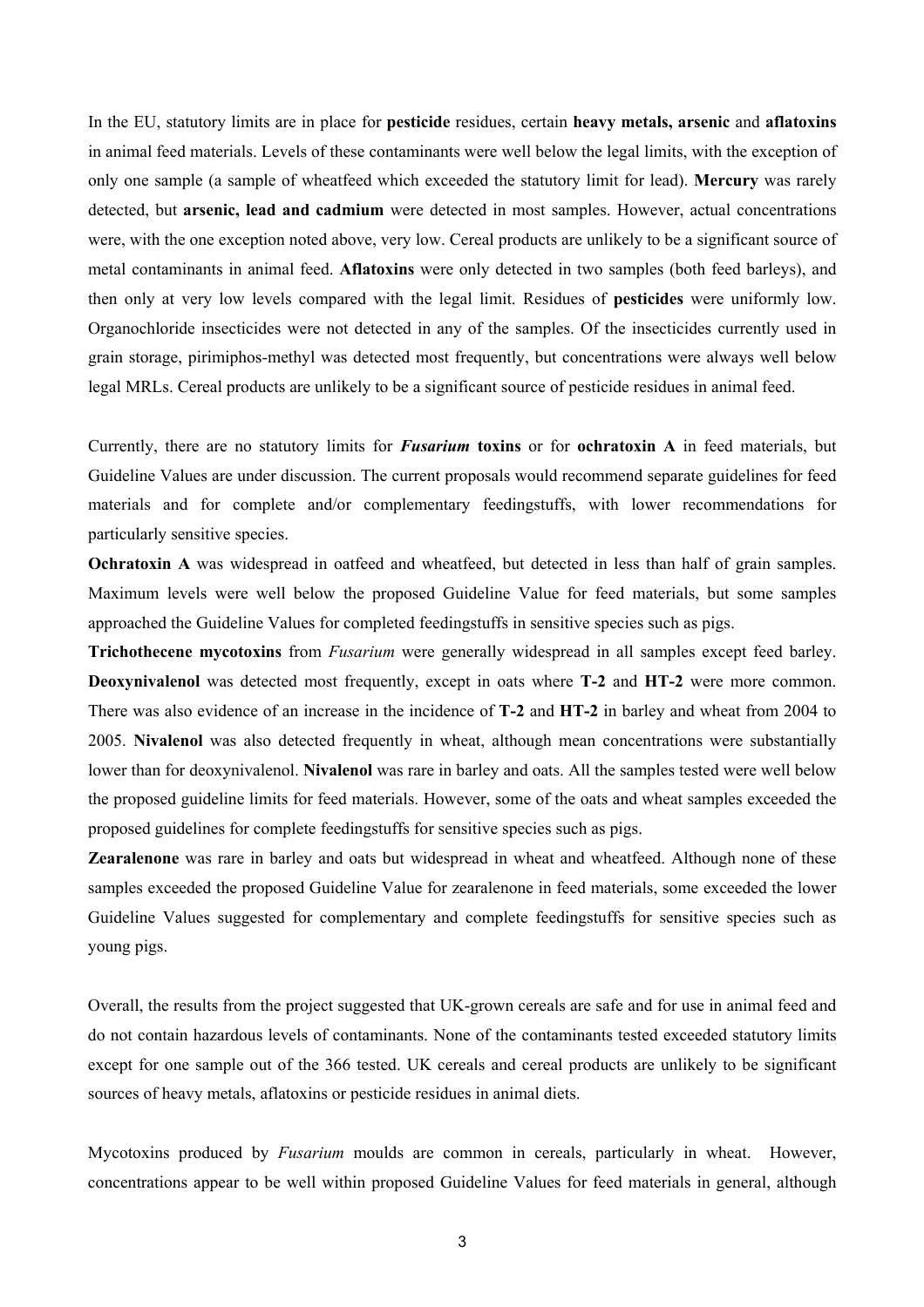In the EU, statutory limits are in place for **pesticide** residues, certain **heavy metals, arsenic** and **aflatoxins** in animal feed materials. Levels of these contaminants were well below the legal limits, with the exception of only one sample (a sample of wheatfeed which exceeded the statutory limit for lead). **Mercury** was rarely detected, but **arsenic, lead and cadmium** were detected in most samples. However, actual concentrations were, with the one exception noted above, very low. Cereal products are unlikely to be a significant source of metal contaminants in animal feed. **Aflatoxins** were only detected in two samples (both feed barleys), and then only at very low levels compared with the legal limit. Residues of **pesticides** were uniformly low. Organochloride insecticides were not detected in any of the samples. Of the insecticides currently used in grain storage, pirimiphos-methyl was detected most frequently, but concentrations were always well below legal MRLs. Cereal products are unlikely to be a significant source of pesticide residues in animal feed.

Currently, there are no statutory limits for ***Fusarium*** **toxins** or for **ochratoxin A** in feed materials, but Guideline Values are under discussion. The current proposals would recommend separate guidelines for feed materials and for complete and/or complementary feedingstuffs, with lower recommendations for particularly sensitive species.

**Ochratoxin A** was widespread in oatfeed and wheatfeed, but detected in less than half of grain samples. Maximum levels were well below the proposed Guideline Value for feed materials, but some samples approached the Guideline Values for completed feedingstuffs in sensitive species such as pigs.

**Trichothecene mycotoxins** from *Fusarium* were generally widespread in all samples except feed barley. **Deoxynivalenol** was detected most frequently, except in oats where **T-2** and **HT-2** were more common. There was also evidence of an increase in the incidence of **T-2** and **HT-2** in barley and wheat from 2004 to 2005. **Nivalenol** was also detected frequently in wheat, although mean concentrations were substantially lower than for deoxynivalenol. **Nivalenol** was rare in barley and oats. All the samples tested were well below the proposed guideline limits for feed materials. However, some of the oats and wheat samples exceeded the proposed guidelines for complete feedingstuffs for sensitive species such as pigs.

**Zearalenone** was rare in barley and oats but widespread in wheat and wheatfeed. Although none of these samples exceeded the proposed Guideline Value for zearalenone in feed materials, some exceeded the lower Guideline Values suggested for complementary and complete feedingstuffs for sensitive species such as young pigs.

Overall, the results from the project suggested that UK-grown cereals are safe and for use in animal feed and do not contain hazardous levels of contaminants. None of the contaminants tested exceeded statutory limits except for one sample out of the 366 tested. UK cereals and cereal products are unlikely to be significant sources of heavy metals, aflatoxins or pesticide residues in animal diets.

Mycotoxins produced by *Fusarium* moulds are common in cereals, particularly in wheat. However, concentrations appear to be well within proposed Guideline Values for feed materials in general, although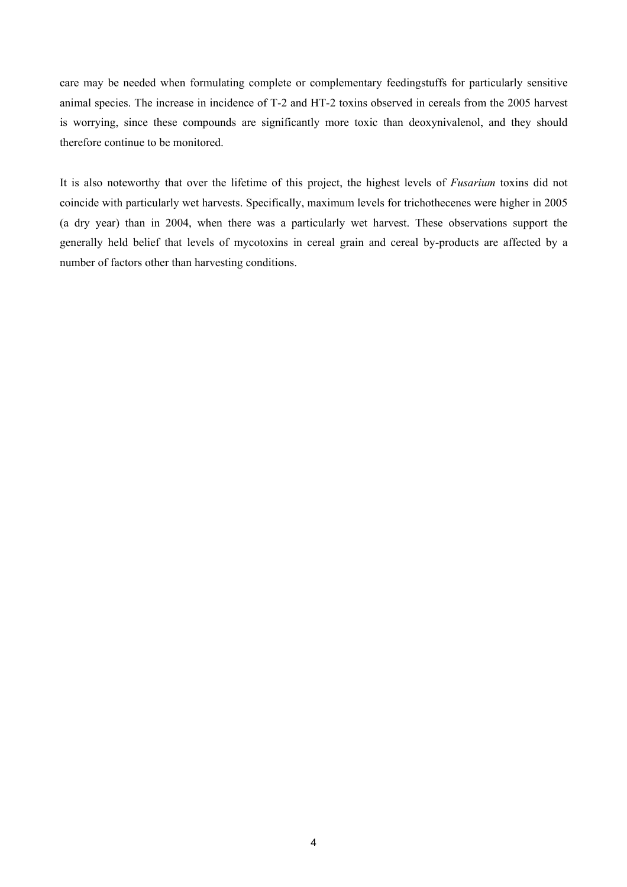care may be needed when formulating complete or complementary feedingstuffs for particularly sensitive animal species. The increase in incidence of T-2 and HT-2 toxins observed in cereals from the 2005 harvest is worrying, since these compounds are significantly more toxic than deoxynivalenol, and they should therefore continue to be monitored.

It is also noteworthy that over the lifetime of this project, the highest levels of *Fusarium* toxins did not coincide with particularly wet harvests. Specifically, maximum levels for trichothecenes were higher in 2005 (a dry year) than in 2004, when there was a particularly wet harvest. These observations support the generally held belief that levels of mycotoxins in cereal grain and cereal by-products are affected by a number of factors other than harvesting conditions.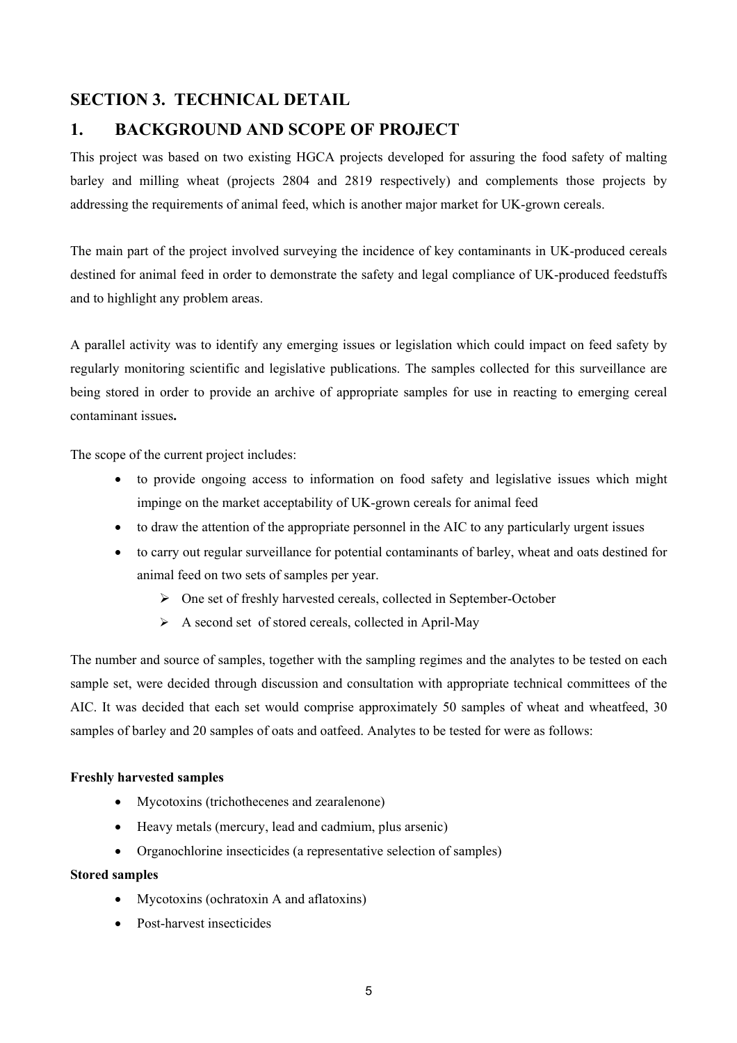## SECTION 3. TECHNICAL DETAIL

## 1. BACKGROUND AND SCOPE OF PROJECT

This project was based on two existing HGCA projects developed for assuring the food safety of malting barley and milling wheat (projects 2804 and 2819 respectively) and complements those projects by addressing the requirements of animal feed, which is another major market for UK-grown cereals.

The main part of the project involved surveying the incidence of key contaminants in UK-produced cereals destined for animal feed in order to demonstrate the safety and legal compliance of UK-produced feedstuffs and to highlight any problem areas.

A parallel activity was to identify any emerging issues or legislation which could impact on feed safety by regularly monitoring scientific and legislative publications. The samples collected for this surveillance are being stored in order to provide an archive of appropriate samples for use in reacting to emerging cereal contaminant issues**.**

The scope of the current project includes:

- to provide ongoing access to information on food safety and legislative issues which might impinge on the market acceptability of UK-grown cereals for animal feed
- to draw the attention of the appropriate personnel in the AIC to any particularly urgent issues
- to carry out regular surveillance for potential contaminants of barley, wheat and oats destined for animal feed on two sets of samples per year.
    - One set of freshly harvested cereals, collected in September-October
    - A second set of stored cereals, collected in April-May

The number and source of samples, together with the sampling regimes and the analytes to be tested on each sample set, were decided through discussion and consultation with appropriate technical committees of the AIC. It was decided that each set would comprise approximately 50 samples of wheat and wheatfeed, 30 samples of barley and 20 samples of oats and oatfeed. Analytes to be tested for were as follows:

**Freshly harvested samples**

- Mycotoxins (trichothecenes and zearalenone)
- Heavy metals (mercury, lead and cadmium, plus arsenic)
- Organochlorine insecticides (a representative selection of samples)

**Stored samples**

- Mycotoxins (ochratoxin A and aflatoxins)
- Post-harvest insecticides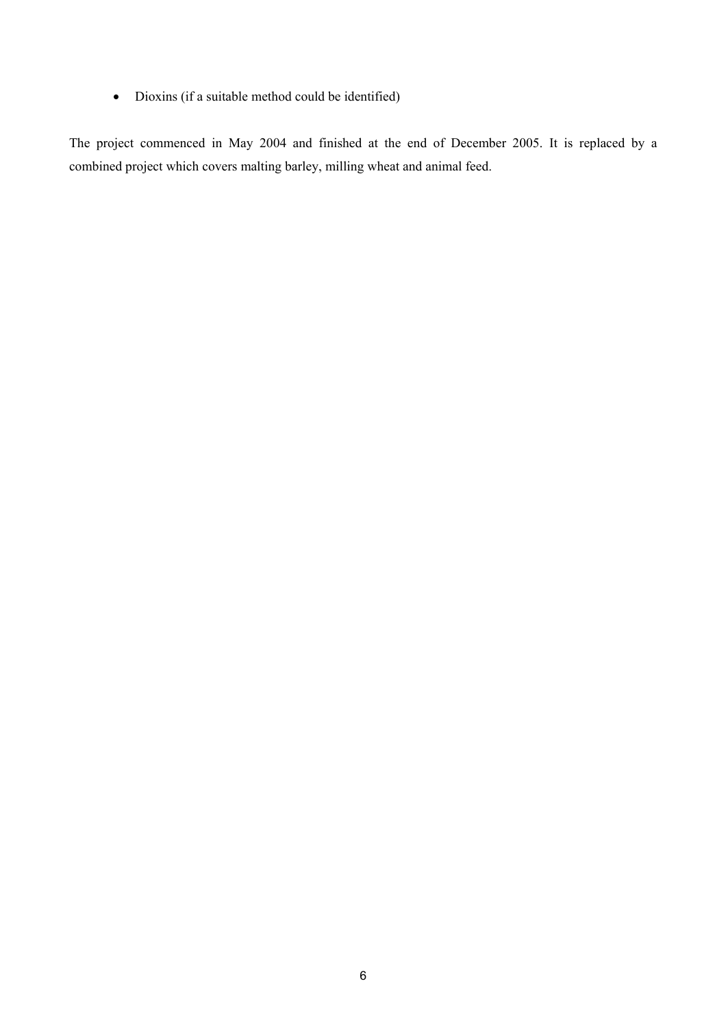- Dioxins (if a suitable method could be identified)

The project commenced in May 2004 and finished at the end of December 2005. It is replaced by a combined project which covers malting barley, milling wheat and animal feed.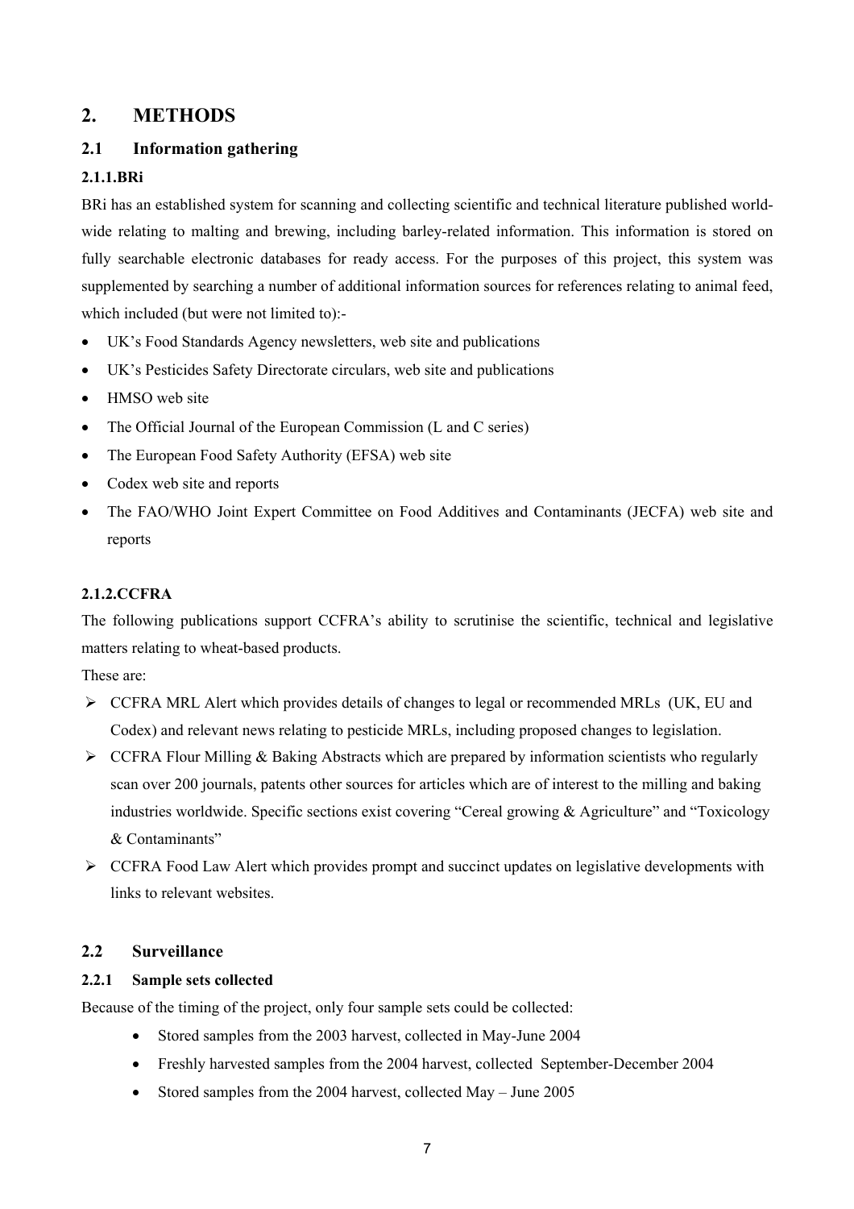## 2. METHODS

### 2.1 Information gathering

#### 2.1.1.BRi

BRi has an established system for scanning and collecting scientific and technical literature published world-wide relating to malting and brewing, including barley-related information. This information is stored on fully searchable electronic databases for ready access. For the purposes of this project, this system was supplemented by searching a number of additional information sources for references relating to animal feed, which included (but were not limited to):-

- UK's Food Standards Agency newsletters, web site and publications
- UK's Pesticides Safety Directorate circulars, web site and publications
- HMSO web site
- The Official Journal of the European Commission (L and C series)
- The European Food Safety Authority (EFSA) web site
- Codex web site and reports
- The FAO/WHO Joint Expert Committee on Food Additives and Contaminants (JECFA) web site and reports

#### 2.1.2.CCFRA

The following publications support CCFRA's ability to scrutinise the scientific, technical and legislative matters relating to wheat-based products.

These are:

- CCFRA MRL Alert which provides details of changes to legal or recommended MRLs (UK, EU and Codex) and relevant news relating to pesticide MRLs, including proposed changes to legislation.
- CCFRA Flour Milling & Baking Abstracts which are prepared by information scientists who regularly scan over 200 journals, patents other sources for articles which are of interest to the milling and baking industries worldwide. Specific sections exist covering "Cereal growing & Agriculture" and "Toxicology & Contaminants"
- CCFRA Food Law Alert which provides prompt and succinct updates on legislative developments with links to relevant websites.

### 2.2 Surveillance

#### 2.2.1 Sample sets collected

Because of the timing of the project, only four sample sets could be collected:

- Stored samples from the 2003 harvest, collected in May-June 2004
- Freshly harvested samples from the 2004 harvest, collected September-December 2004
- Stored samples from the 2004 harvest, collected May – June 2005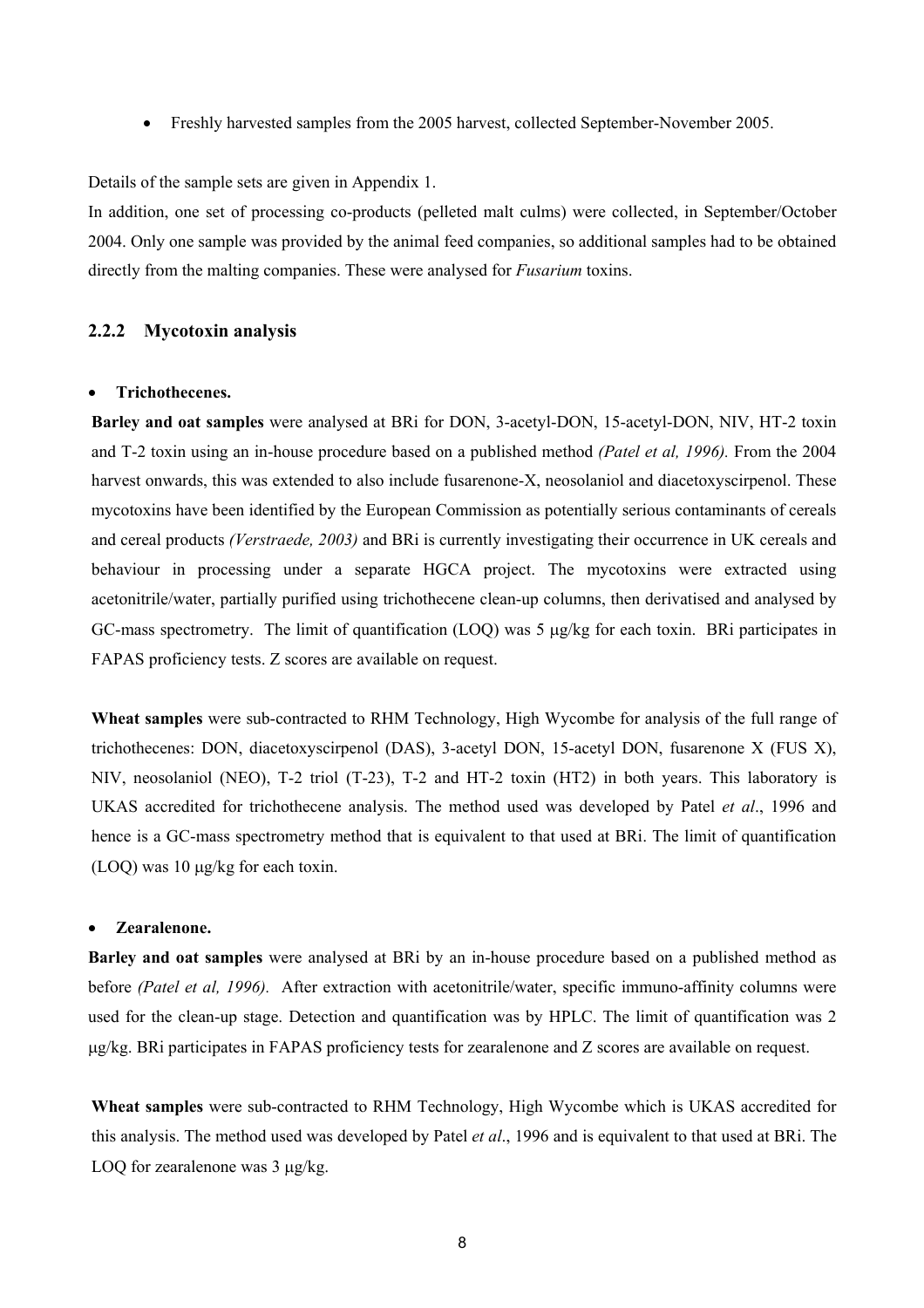- Freshly harvested samples from the 2005 harvest, collected September-November 2005.

Details of the sample sets are given in Appendix 1.

In addition, one set of processing co-products (pelleted malt culms) were collected, in September/October 2004. Only one sample was provided by the animal feed companies, so additional samples had to be obtained directly from the malting companies. These were analysed for *Fusarium* toxins.

### 2.2.2 Mycotoxin analysis

- **Trichothecenes.**

**Barley and oat samples** were analysed at BRi for DON, 3-acetyl-DON, 15-acetyl-DON, NIV, HT-2 toxin and T-2 toxin using an in-house procedure based on a published method *(Patel et al, 1996).* From the 2004 harvest onwards, this was extended to also include fusarenone-X, neosolaniol and diacetoxyscirpenol. These mycotoxins have been identified by the European Commission as potentially serious contaminants of cereals and cereal products *(Verstraede, 2003)* and BRi is currently investigating their occurrence in UK cereals and behaviour in processing under a separate HGCA project. The mycotoxins were extracted using acetonitrile/water, partially purified using trichothecene clean-up columns, then derivatised and analysed by GC-mass spectrometry. The limit of quantification (LOQ) was 5 μg/kg for each toxin. BRi participates in FAPAS proficiency tests. Z scores are available on request.

**Wheat samples** were sub-contracted to RHM Technology, High Wycombe for analysis of the full range of trichothecenes: DON, diacetoxyscirpenol (DAS), 3-acetyl DON, 15-acetyl DON, fusarenone X (FUS X), NIV, neosolaniol (NEO), T-2 triol (T-23), T-2 and HT-2 toxin (HT2) in both years. This laboratory is UKAS accredited for trichothecene analysis. The method used was developed by Patel *et al*., 1996 and hence is a GC-mass spectrometry method that is equivalent to that used at BRi. The limit of quantification (LOQ) was 10 μg/kg for each toxin.

- **Zearalenone.**

**Barley and oat samples** were analysed at BRi by an in-house procedure based on a published method as before *(Patel et al, 1996).* After extraction with acetonitrile/water, specific immuno-affinity columns were used for the clean-up stage. Detection and quantification was by HPLC. The limit of quantification was 2 μg/kg. BRi participates in FAPAS proficiency tests for zearalenone and Z scores are available on request.

**Wheat samples** were sub-contracted to RHM Technology, High Wycombe which is UKAS accredited for this analysis. The method used was developed by Patel *et al*., 1996 and is equivalent to that used at BRi. The LOQ for zearalenone was 3 μg/kg.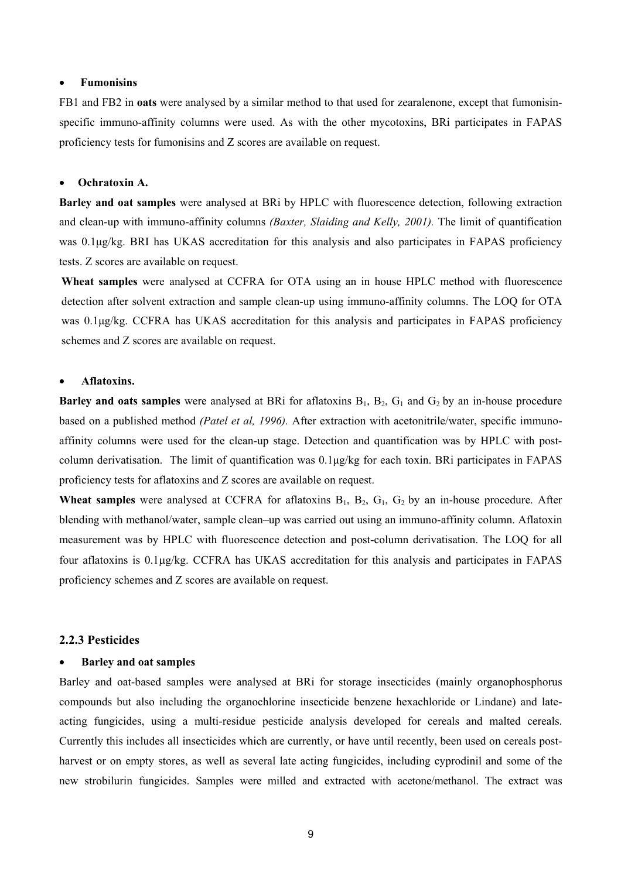- **Fumonisins**

FB1 and FB2 in **oats** were analysed by a similar method to that used for zearalenone, except that fumonisin-specific immuno-affinity columns were used. As with the other mycotoxins, BRi participates in FAPAS proficiency tests for fumonisins and Z scores are available on request.

- **Ochratoxin A.**

**Barley and oat samples** were analysed at BRi by HPLC with fluorescence detection, following extraction and clean-up with immuno-affinity columns *(Baxter, Slaiding and Kelly, 2001).* The limit of quantification was 0.1μg/kg. BRI has UKAS accreditation for this analysis and also participates in FAPAS proficiency tests. Z scores are available on request.

**Wheat samples** were analysed at CCFRA for OTA using an in house HPLC method with fluorescence detection after solvent extraction and sample clean-up using immuno-affinity columns. The LOQ for OTA was 0.1μg/kg. CCFRA has UKAS accreditation for this analysis and participates in FAPAS proficiency schemes and Z scores are available on request.

- **Aflatoxins.**

**Barley and oats samples** were analysed at BRi for aflatoxins $B_1$, $B_2$, $G_1$ and $G_2$ by an in-house procedure based on a published method *(Patel et al, 1996).* After extraction with acetonitrile/water, specific immuno-affinity columns were used for the clean-up stage. Detection and quantification was by HPLC with post-column derivatisation. The limit of quantification was 0.1μg/kg for each toxin. BRi participates in FAPAS proficiency tests for aflatoxins and Z scores are available on request.

**Wheat samples** were analysed at CCFRA for aflatoxins $B_1$, $B_2$, $G_1$, $G_2$ by an in-house procedure. After blending with methanol/water, sample clean–up was carried out using an immuno-affinity column. Aflatoxin measurement was by HPLC with fluorescence detection and post-column derivatisation. The LOQ for all four aflatoxins is 0.1μg/kg. CCFRA has UKAS accreditation for this analysis and participates in FAPAS proficiency schemes and Z scores are available on request.

### 2.2.3 Pesticides

- **Barley and oat samples**

Barley and oat-based samples were analysed at BRi for storage insecticides (mainly organophosphorus compounds but also including the organochlorine insecticide benzene hexachloride or Lindane) and late-acting fungicides, using a multi-residue pesticide analysis developed for cereals and malted cereals. Currently this includes all insecticides which are currently, or have until recently, been used on cereals post-harvest or on empty stores, as well as several late acting fungicides, including cyprodinil and some of the new strobilurin fungicides. Samples were milled and extracted with acetone/methanol. The extract was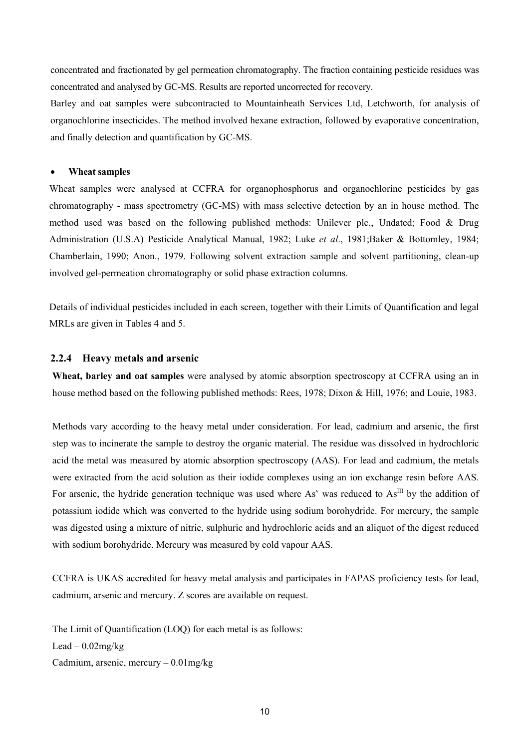concentrated and fractionated by gel permeation chromatography. The fraction containing pesticide residues was concentrated and analysed by GC-MS. Results are reported uncorrected for recovery.

Barley and oat samples were subcontracted to Mountainheath Services Ltd, Letchworth, for analysis of organochlorine insecticides. The method involved hexane extraction, followed by evaporative concentration, and finally detection and quantification by GC-MS.

- **Wheat samples**

Wheat samples were analysed at CCFRA for organophosphorus and organochlorine pesticides by gas chromatography - mass spectrometry (GC-MS) with mass selective detection by an in house method. The method used was based on the following published methods: Unilever plc., Undated; Food & Drug Administration (U.S.A) Pesticide Analytical Manual, 1982; Luke *et al*., 1981;Baker & Bottomley, 1984; Chamberlain, 1990; Anon., 1979. Following solvent extraction sample and solvent partitioning, clean-up involved gel-permeation chromatography or solid phase extraction columns.

Details of individual pesticides included in each screen, together with their Limits of Quantification and legal MRLs are given in Tables 4 and 5.

### 2.2.4 Heavy metals and arsenic

**Wheat, barley and oat samples** were analysed by atomic absorption spectroscopy at CCFRA using an in house method based on the following published methods: Rees, 1978; Dixon & Hill, 1976; and Louie, 1983.

Methods vary according to the heavy metal under consideration. For lead, cadmium and arsenic, the first step was to incinerate the sample to destroy the organic material. The residue was dissolved in hydrochloric acid the metal was measured by atomic absorption spectroscopy (AAS). For lead and cadmium, the metals were extracted from the acid solution as their iodide complexes using an ion exchange resin before AAS. For arsenic, the hydride generation technique was used where $As^{v}$ was reduced to $As^{III}$ by the addition of potassium iodide which was converted to the hydride using sodium borohydride. For mercury, the sample was digested using a mixture of nitric, sulphuric and hydrochloric acids and an aliquot of the digest reduced with sodium borohydride. Mercury was measured by cold vapour AAS.

CCFRA is UKAS accredited for heavy metal analysis and participates in FAPAS proficiency tests for lead, cadmium, arsenic and mercury. Z scores are available on request.

The Limit of Quantification (LOQ) for each metal is as follows:
Lead – 0.02mg/kg
Cadmium, arsenic, mercury – 0.01mg/kg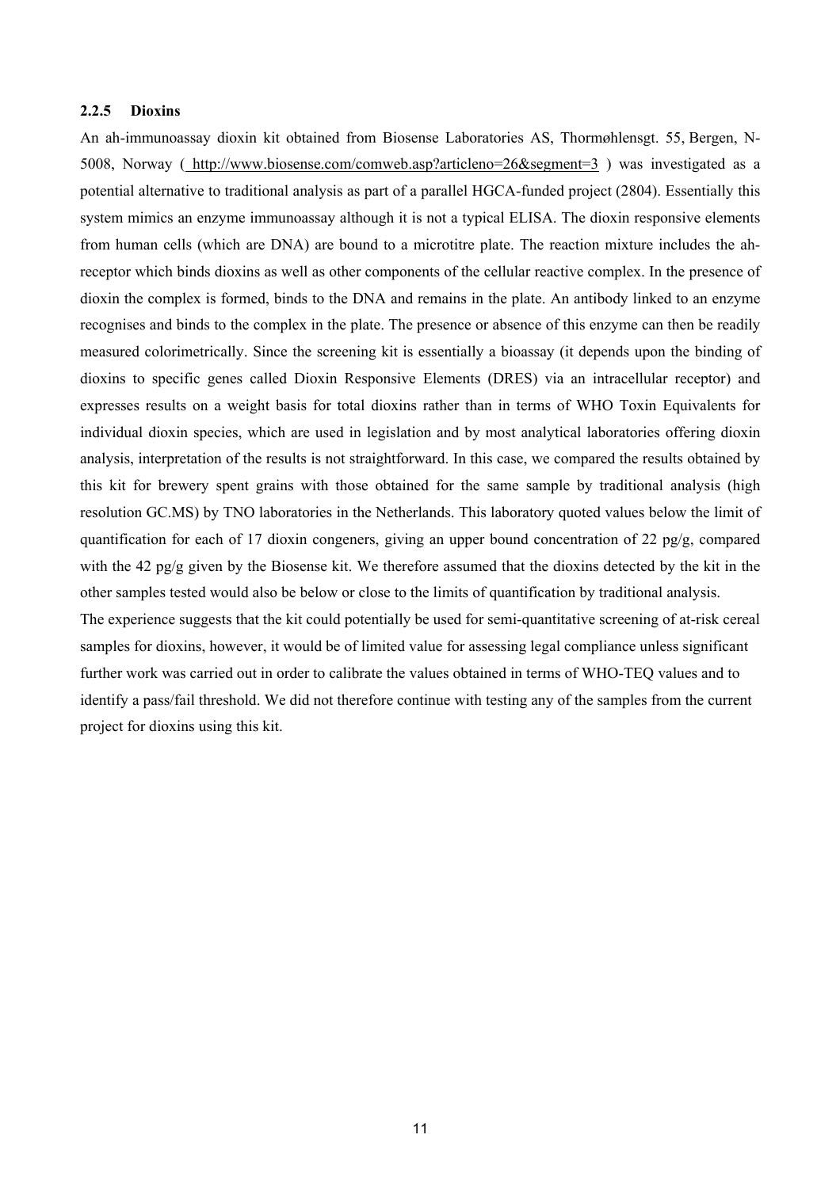### 2.2.5 Dioxins

An ah-immunoassay dioxin kit obtained from Biosense Laboratories AS, Thormøhlensgt. 55, Bergen, N-5008, Norway ( http://www.biosense.com/comweb.asp?articleno=26&segment=3 ) was investigated as a potential alternative to traditional analysis as part of a parallel HGCA-funded project (2804). Essentially this system mimics an enzyme immunoassay although it is not a typical ELISA. The dioxin responsive elements from human cells (which are DNA) are bound to a microtitre plate. The reaction mixture includes the ah-receptor which binds dioxins as well as other components of the cellular reactive complex. In the presence of dioxin the complex is formed, binds to the DNA and remains in the plate. An antibody linked to an enzyme recognises and binds to the complex in the plate. The presence or absence of this enzyme can then be readily measured colorimetrically. Since the screening kit is essentially a bioassay (it depends upon the binding of dioxins to specific genes called Dioxin Responsive Elements (DRES) via an intracellular receptor) and expresses results on a weight basis for total dioxins rather than in terms of WHO Toxin Equivalents for individual dioxin species, which are used in legislation and by most analytical laboratories offering dioxin analysis, interpretation of the results is not straightforward. In this case, we compared the results obtained by this kit for brewery spent grains with those obtained for the same sample by traditional analysis (high resolution GC.MS) by TNO laboratories in the Netherlands. This laboratory quoted values below the limit of quantification for each of 17 dioxin congeners, giving an upper bound concentration of 22 pg/g, compared with the 42 pg/g given by the Biosense kit. We therefore assumed that the dioxins detected by the kit in the other samples tested would also be below or close to the limits of quantification by traditional analysis.

The experience suggests that the kit could potentially be used for semi-quantitative screening of at-risk cereal samples for dioxins, however, it would be of limited value for assessing legal compliance unless significant further work was carried out in order to calibrate the values obtained in terms of WHO-TEQ values and to identify a pass/fail threshold. We did not therefore continue with testing any of the samples from the current project for dioxins using this kit.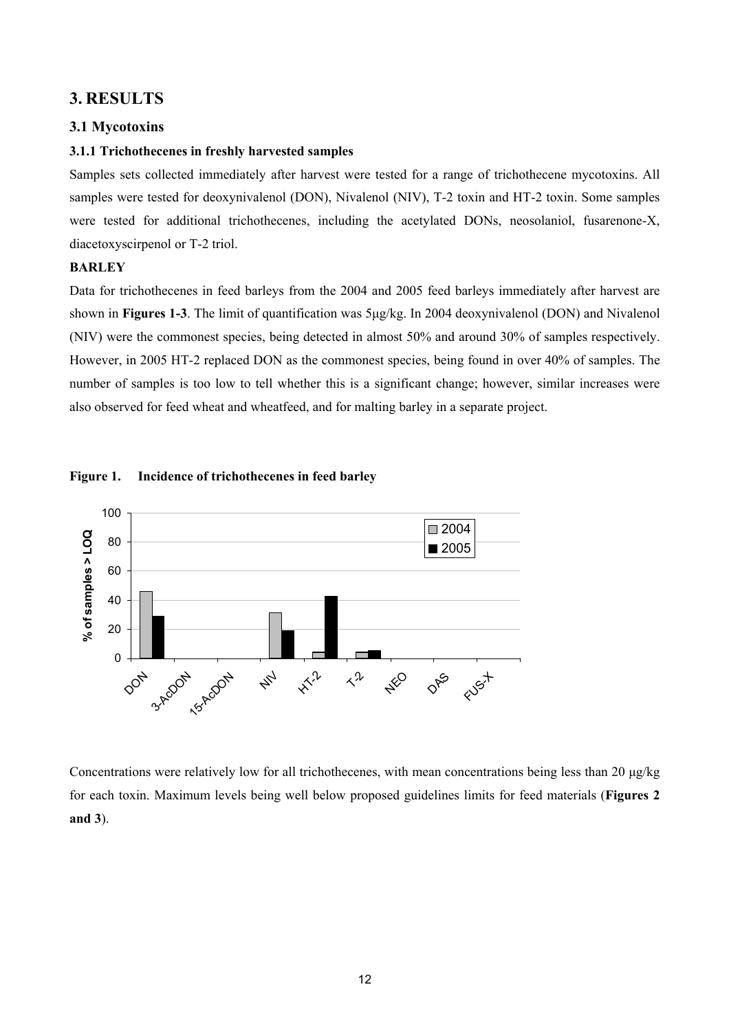# 3. RESULTS

## 3.1 Mycotoxins

### 3.1.1 Trichothecenes in freshly harvested samples

Samples sets collected immediately after harvest were tested for a range of trichothecene mycotoxins. All samples were tested for deoxynivalenol (DON), Nivalenol (NIV), T-2 toxin and HT-2 toxin. Some samples were tested for additional trichothecenes, including the acetylated DONs, neosolaniol, fusarenone-X, diacetoxyscirpenol or T-2 triol.

**BARLEY**

Data for trichothecenes in feed barleys from the 2004 and 2005 feed barleys immediately after harvest are shown in **Figures 1-3**. The limit of quantification was 5µg/kg. In 2004 deoxynivalenol (DON) and Nivalenol (NIV) were the commonest species, being detected in almost 50% and around 30% of samples respectively. However, in 2005 HT-2 replaced DON as the commonest species, being found in over 40% of samples. The number of samples is too low to tell whether this is a significant change; however, similar increases were also observed for feed wheat and wheatfeed, and for malting barley in a separate project.

**Figure 1. Incidence of trichothecenes in feed barley**

Concentrations were relatively low for all trichothecenes, with mean concentrations being less than 20 µg/kg for each toxin. Maximum levels being well below proposed guidelines limits for feed materials (**Figures 2 and 3**).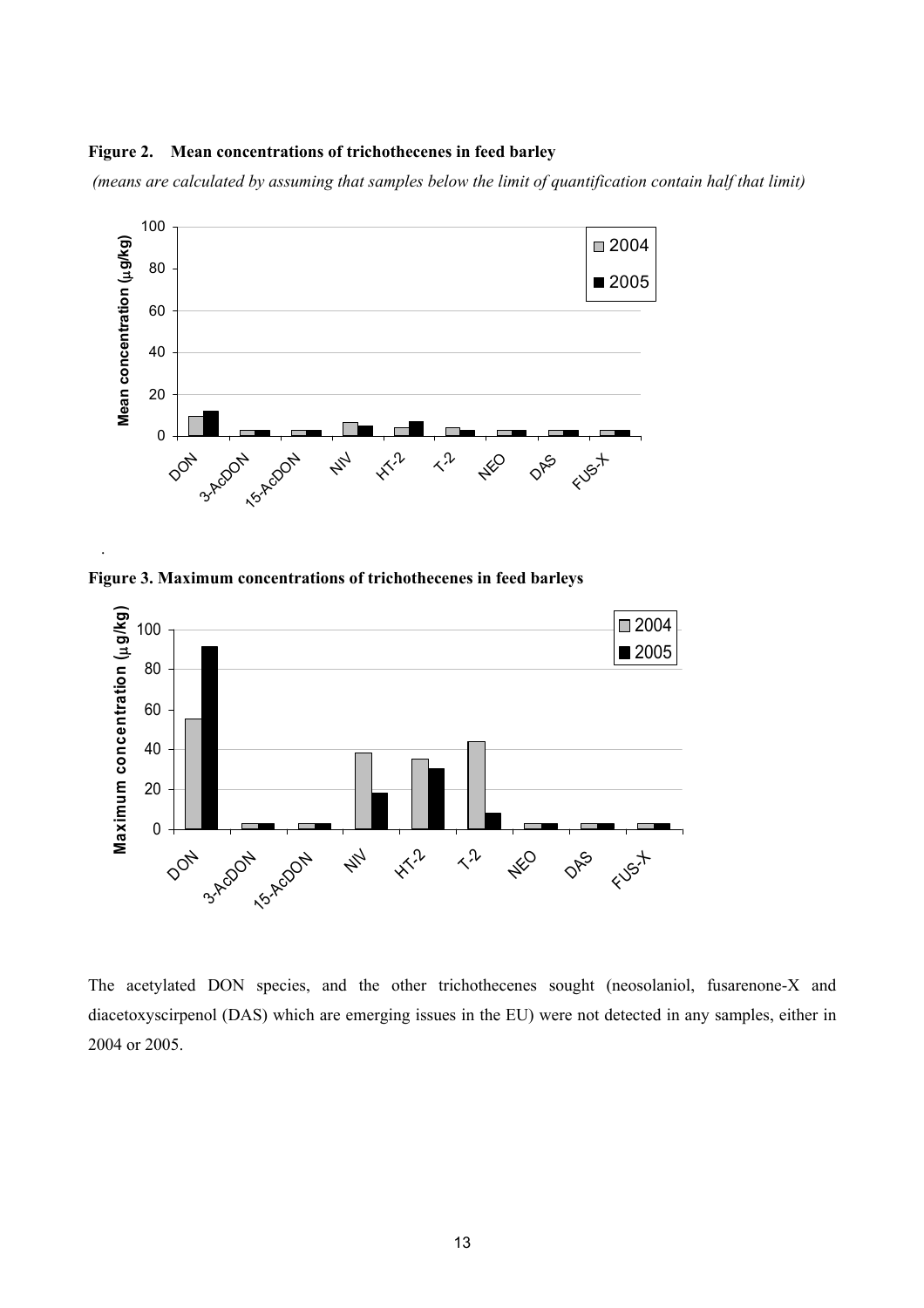**Figure 2. Mean concentrations of trichothecenes in feed barley**

*(means are calculated by assuming that samples below the limit of quantification contain half that limit)*

**Figure 3. Maximum concentrations of trichothecenes in feed barleys**

The acetylated DON species, and the other trichothecenes sought (neosolaniol, fusarenone-X and diacetoxyscirpenol (DAS) which are emerging issues in the EU) were not detected in any samples, either in 2004 or 2005.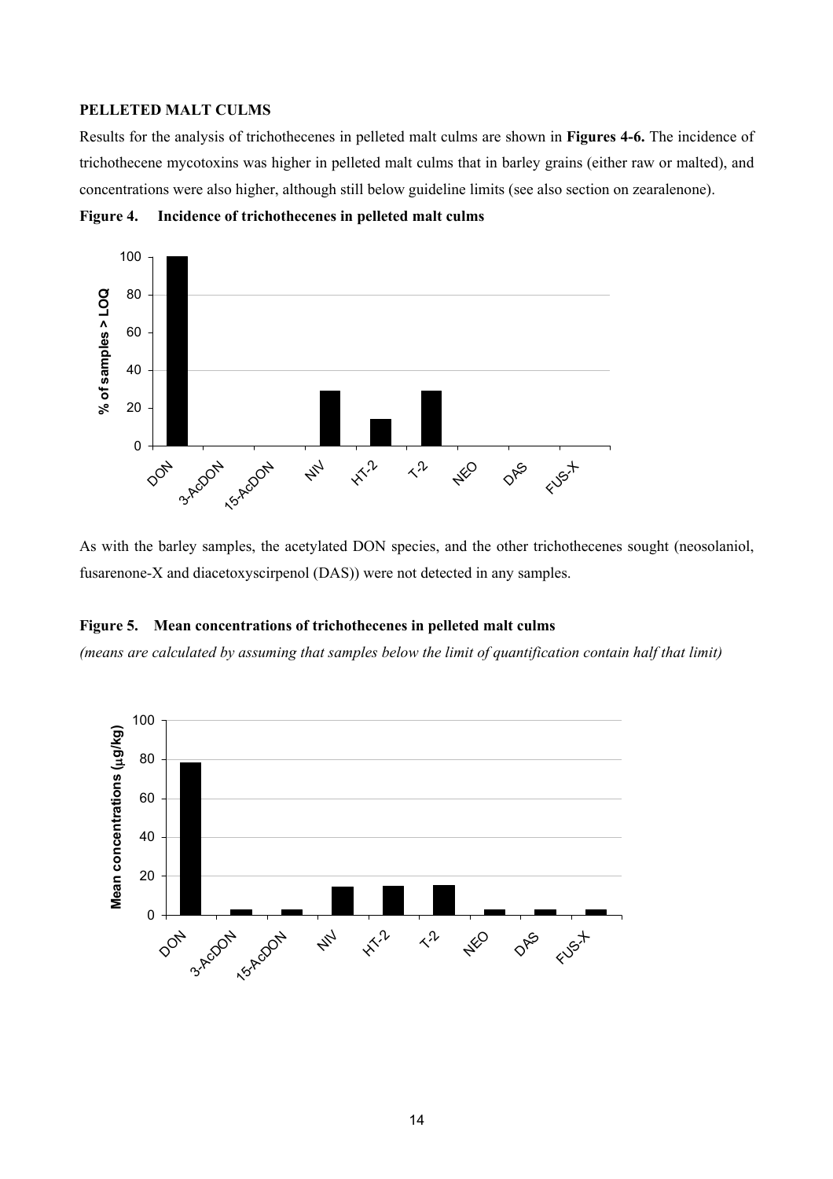**PELLETED MALT CULMS**

Results for the analysis of trichothecenes in pelleted malt culms are shown in **Figures 4-6.** The incidence of trichothecene mycotoxins was higher in pelleted malt culms that in barley grains (either raw or malted), and concentrations were also higher, although still below guideline limits (see also section on zearalenone).

**Figure 4. Incidence of trichothecenes in pelleted malt culms**

As with the barley samples, the acetylated DON species, and the other trichothecenes sought (neosolaniol, fusarenone-X and diacetoxyscirpenol (DAS)) were not detected in any samples.

**Figure 5. Mean concentrations of trichothecenes in pelleted malt culms**

*(means are calculated by assuming that samples below the limit of quantification contain half that limit)*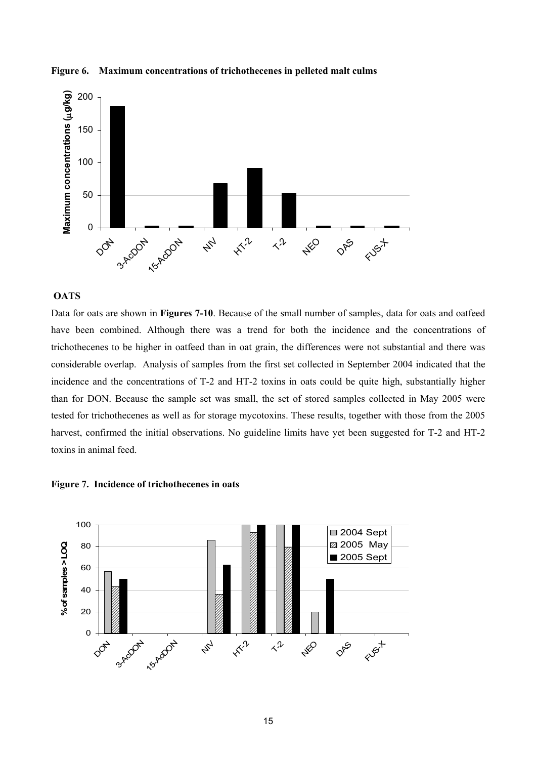**Figure 6. Maximum concentrations of trichothecenes in pelleted malt culms**

**OATS**

Data for oats are shown in **Figures 7-10**. Because of the small number of samples, data for oats and oatfeed have been combined. Although there was a trend for both the incidence and the concentrations of trichothecenes to be higher in oatfeed than in oat grain, the differences were not substantial and there was considerable overlap. Analysis of samples from the first set collected in September 2004 indicated that the incidence and the concentrations of T-2 and HT-2 toxins in oats could be quite high, substantially higher than for DON. Because the sample set was small, the set of stored samples collected in May 2005 were tested for trichothecenes as well as for storage mycotoxins. These results, together with those from the 2005 harvest, confirmed the initial observations. No guideline limits have yet been suggested for T-2 and HT-2 toxins in animal feed.

**Figure 7. Incidence of trichothecenes in oats**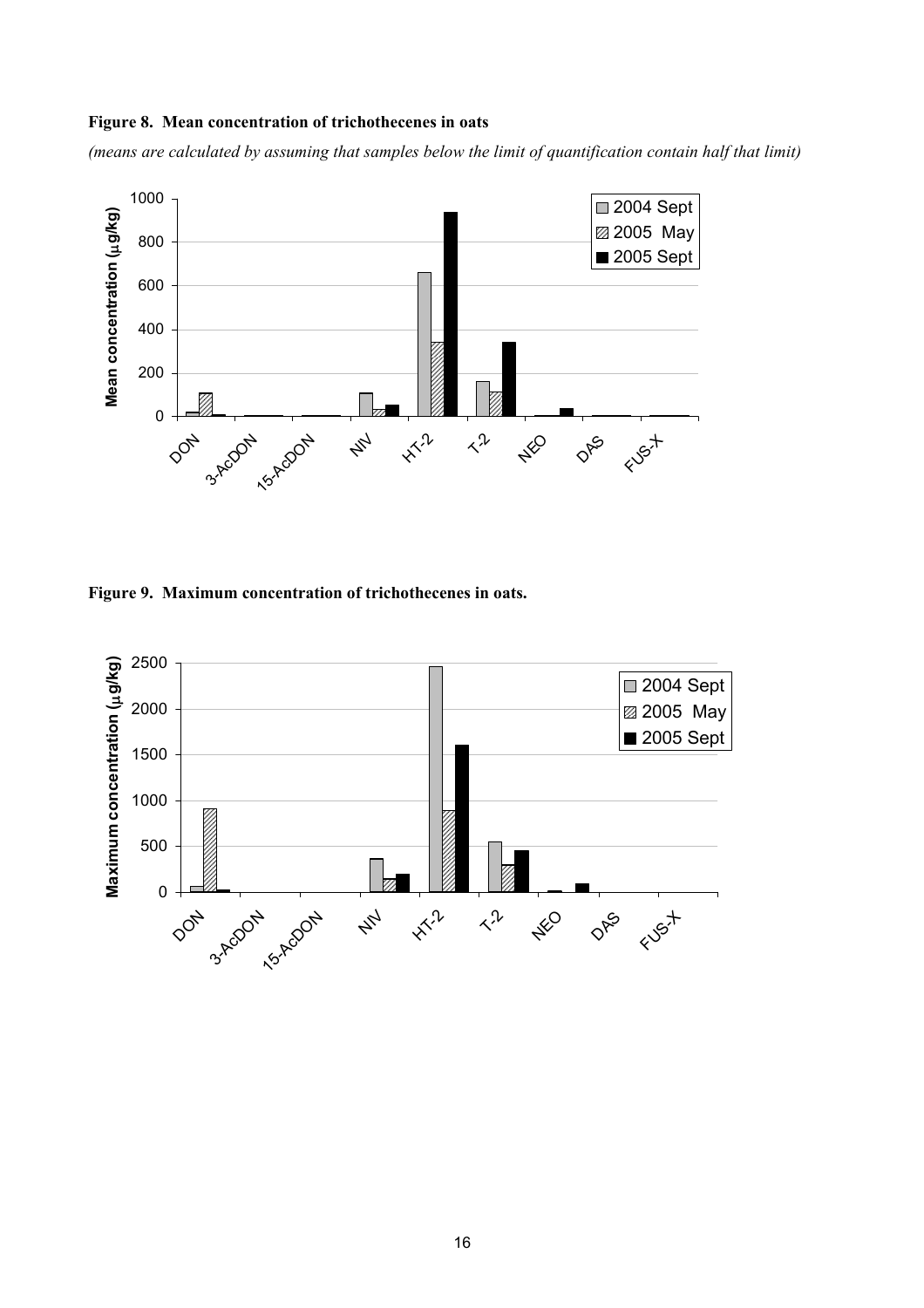**Figure 8. Mean concentration of trichothecenes in oats**

*(means are calculated by assuming that samples below the limit of quantification contain half that limit)*

**Figure 9. Maximum concentration of trichothecenes in oats.**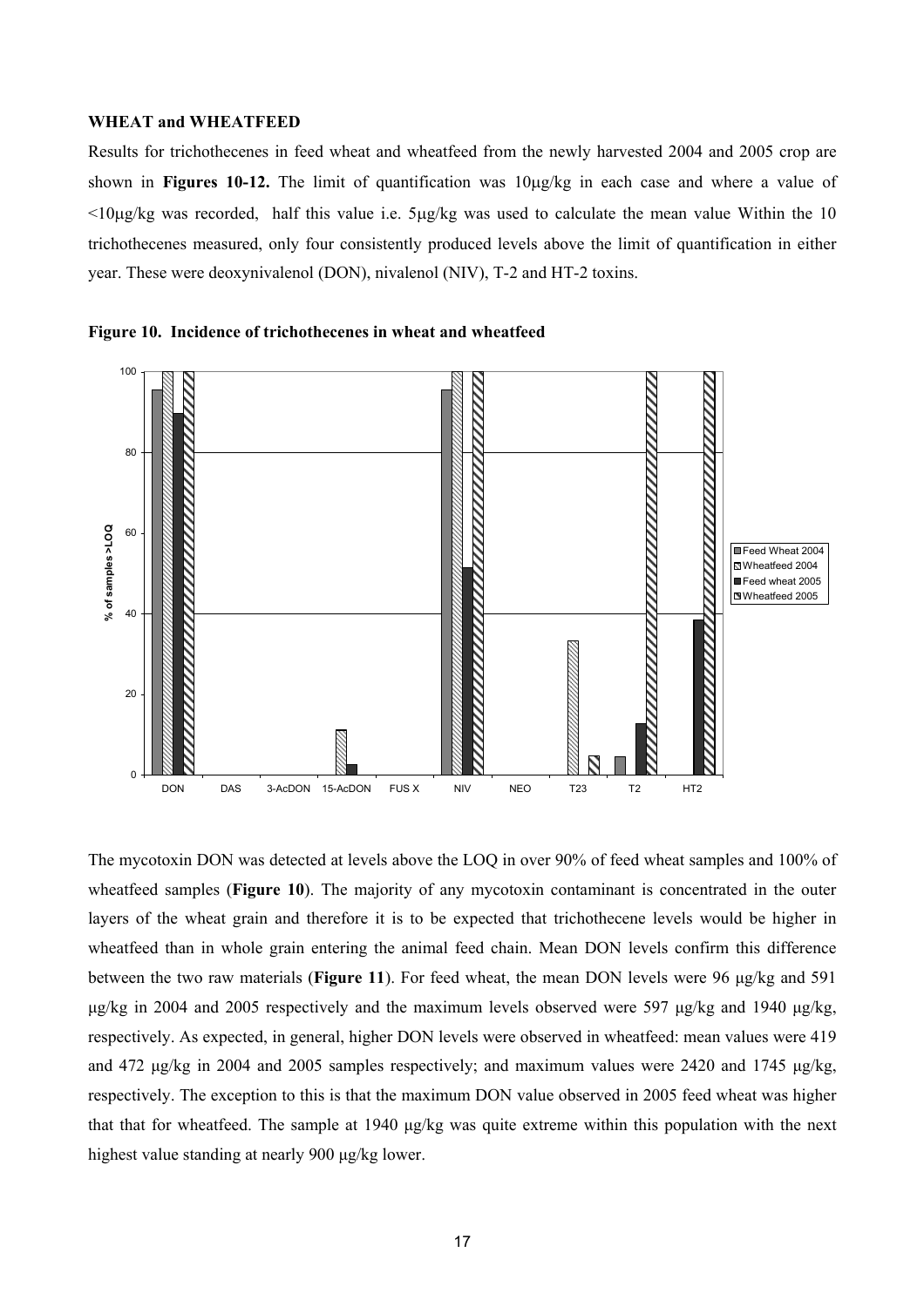#### WHEAT and WHEATFEED

Results for trichothecenes in feed wheat and wheatfeed from the newly harvested 2004 and 2005 crop are shown in **Figures 10-12.** The limit of quantification was 10μg/kg in each case and where a value of <10μg/kg was recorded, half this value i.e. 5μg/kg was used to calculate the mean value Within the 10 trichothecenes measured, only four consistently produced levels above the limit of quantification in either year. These were deoxynivalenol (DON), nivalenol (NIV), T-2 and HT-2 toxins.

**Figure 10. Incidence of trichothecenes in wheat and wheatfeed**

The mycotoxin DON was detected at levels above the LOQ in over 90% of feed wheat samples and 100% of wheatfeed samples (**Figure 10**). The majority of any mycotoxin contaminant is concentrated in the outer layers of the wheat grain and therefore it is to be expected that trichothecene levels would be higher in wheatfeed than in whole grain entering the animal feed chain. Mean DON levels confirm this difference between the two raw materials (**Figure 11**). For feed wheat, the mean DON levels were 96 µg/kg and 591 µg/kg in 2004 and 2005 respectively and the maximum levels observed were 597 µg/kg and 1940 µg/kg, respectively. As expected, in general, higher DON levels were observed in wheatfeed: mean values were 419 and 472 µg/kg in 2004 and 2005 samples respectively; and maximum values were 2420 and 1745 µg/kg, respectively. The exception to this is that the maximum DON value observed in 2005 feed wheat was higher that that for wheatfeed. The sample at 1940 µg/kg was quite extreme within this population with the next highest value standing at nearly 900 µg/kg lower.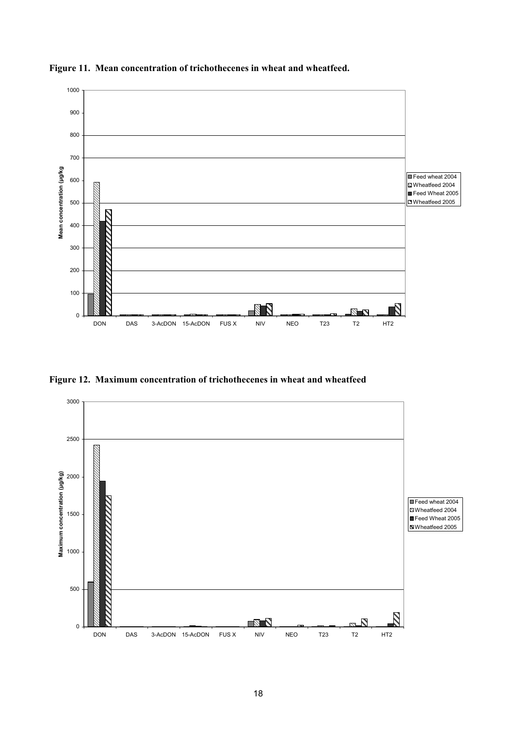**Figure 11. Mean concentration of trichothecenes in wheat and wheatfeed.**

**Figure 12. Maximum concentration of trichothecenes in wheat and wheatfeed**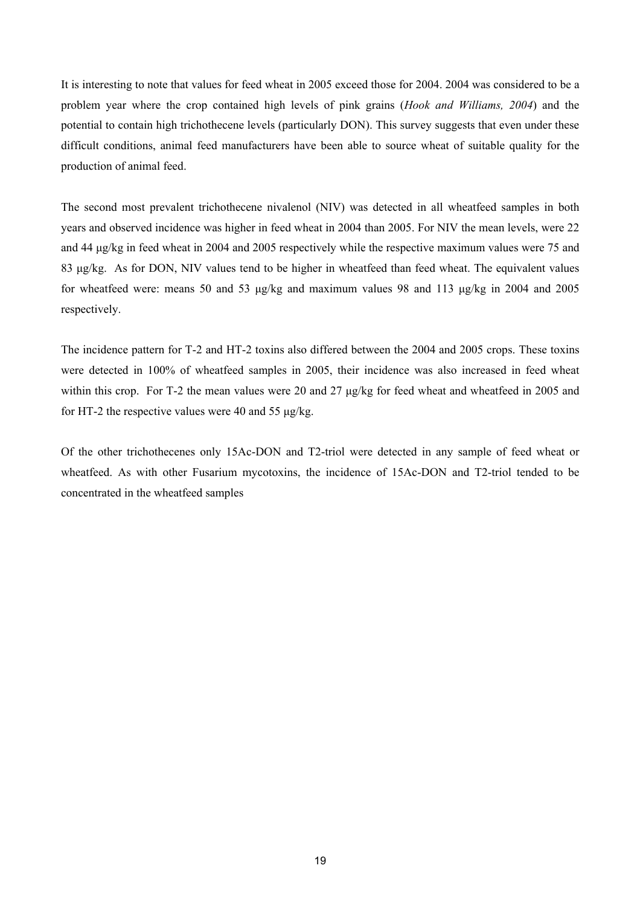It is interesting to note that values for feed wheat in 2005 exceed those for 2004. 2004 was considered to be a problem year where the crop contained high levels of pink grains (*Hook and Williams, 2004*) and the potential to contain high trichothecene levels (particularly DON). This survey suggests that even under these difficult conditions, animal feed manufacturers have been able to source wheat of suitable quality for the production of animal feed.

The second most prevalent trichothecene nivalenol (NIV) was detected in all wheatfeed samples in both years and observed incidence was higher in feed wheat in 2004 than 2005. For NIV the mean levels, were 22 and 44 µg/kg in feed wheat in 2004 and 2005 respectively while the respective maximum values were 75 and 83 µg/kg. As for DON, NIV values tend to be higher in wheatfeed than feed wheat. The equivalent values for wheatfeed were: means 50 and 53 µg/kg and maximum values 98 and 113 µg/kg in 2004 and 2005 respectively.

The incidence pattern for T-2 and HT-2 toxins also differed between the 2004 and 2005 crops. These toxins were detected in 100% of wheatfeed samples in 2005, their incidence was also increased in feed wheat within this crop. For T-2 the mean values were 20 and 27 µg/kg for feed wheat and wheatfeed in 2005 and for HT-2 the respective values were 40 and 55 µg/kg.

Of the other trichothecenes only 15Ac-DON and T2-triol were detected in any sample of feed wheat or wheatfeed. As with other Fusarium mycotoxins, the incidence of 15Ac-DON and T2-triol tended to be concentrated in the wheatfeed samples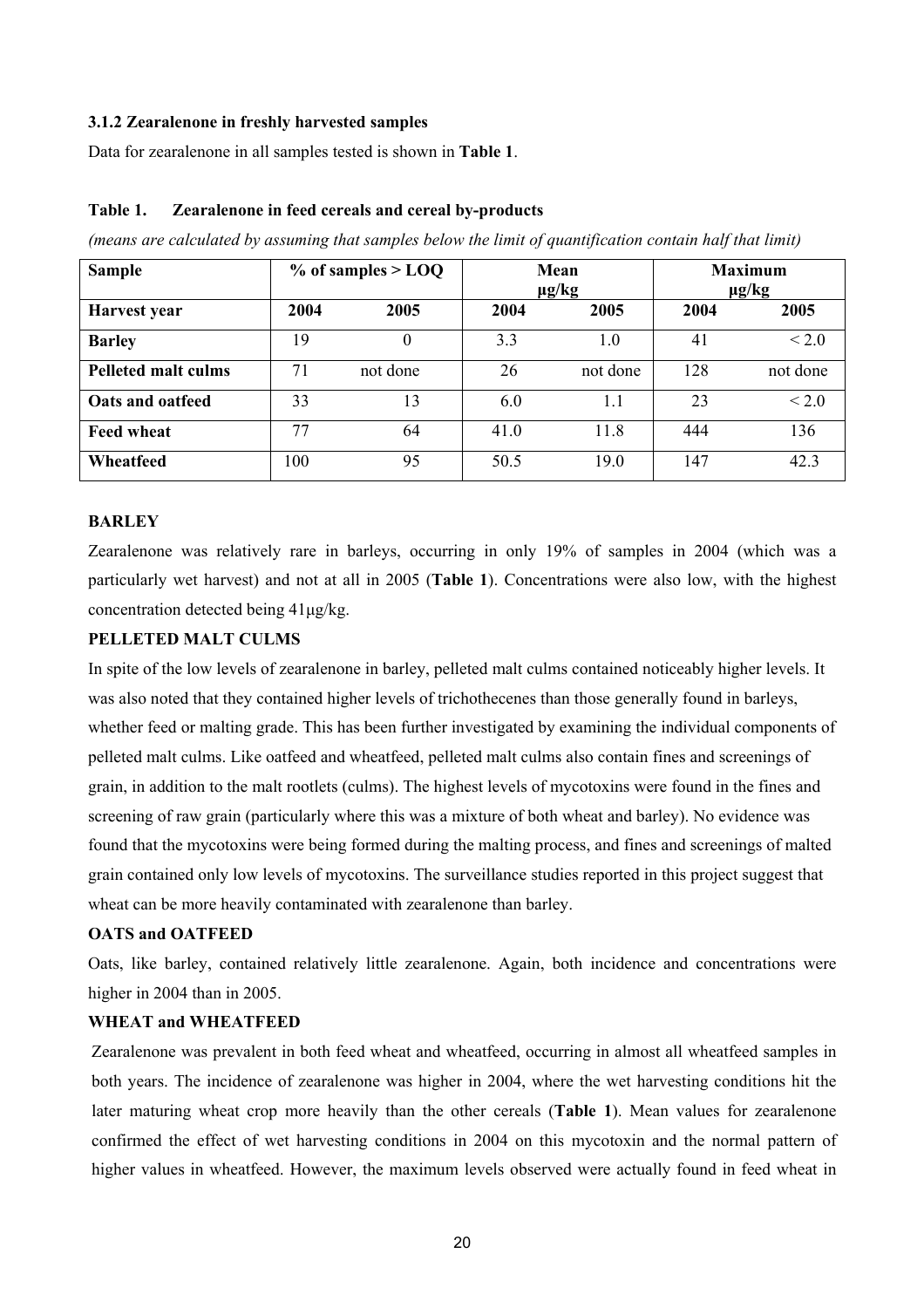### 3.1.2 Zearalenone in freshly harvested samples

Data for zearalenone in all samples tested is shown in **Table 1**.

**Table 1. Zearalenone in feed cereals and cereal by-products**

*(means are calculated by assuming that samples below the limit of quantification contain half that limit)*

| Sample | % of samples > LOQ | | Mean µg/kg | | Maximum µg/kg | |
|---|---|---|---|---|---|---|
| **Harvest year** | **2004** | **2005** | **2004** | **2005** | **2004** | **2005** |
| **Barley** | 19 | 0 | 3.3 | 1.0 | 41 | < 2.0 |
| **Pelleted malt culms** | 71 | not done | 26 | not done | 128 | not done |
| **Oats and oatfeed** | 33 | 13 | 6.0 | 1.1 | 23 | < 2.0 |
| **Feed wheat** | 77 | 64 | 41.0 | 11.8 | 444 | 136 |
| **Wheatfeed** | 100 | 95 | 50.5 | 19.0 | 147 | 42.3 |

**BARLEY**

Zearalenone was relatively rare in barleys, occurring in only 19% of samples in 2004 (which was a particularly wet harvest) and not at all in 2005 (**Table 1**). Concentrations were also low, with the highest concentration detected being 41µg/kg.

**PELLETED MALT CULMS**

In spite of the low levels of zearalenone in barley, pelleted malt culms contained noticeably higher levels. It was also noted that they contained higher levels of trichothecenes than those generally found in barleys, whether feed or malting grade. This has been further investigated by examining the individual components of pelleted malt culms. Like oatfeed and wheatfeed, pelleted malt culms also contain fines and screenings of grain, in addition to the malt rootlets (culms). The highest levels of mycotoxins were found in the fines and screening of raw grain (particularly where this was a mixture of both wheat and barley). No evidence was found that the mycotoxins were being formed during the malting process, and fines and screenings of malted grain contained only low levels of mycotoxins. The surveillance studies reported in this project suggest that wheat can be more heavily contaminated with zearalenone than barley.

**OATS and OATFEED**

Oats, like barley, contained relatively little zearalenone. Again, both incidence and concentrations were higher in 2004 than in 2005.

**WHEAT and WHEATFEED**

Zearalenone was prevalent in both feed wheat and wheatfeed, occurring in almost all wheatfeed samples in both years. The incidence of zearalenone was higher in 2004, where the wet harvesting conditions hit the later maturing wheat crop more heavily than the other cereals (**Table 1**). Mean values for zearalenone confirmed the effect of wet harvesting conditions in 2004 on this mycotoxin and the normal pattern of higher values in wheatfeed. However, the maximum levels observed were actually found in feed wheat in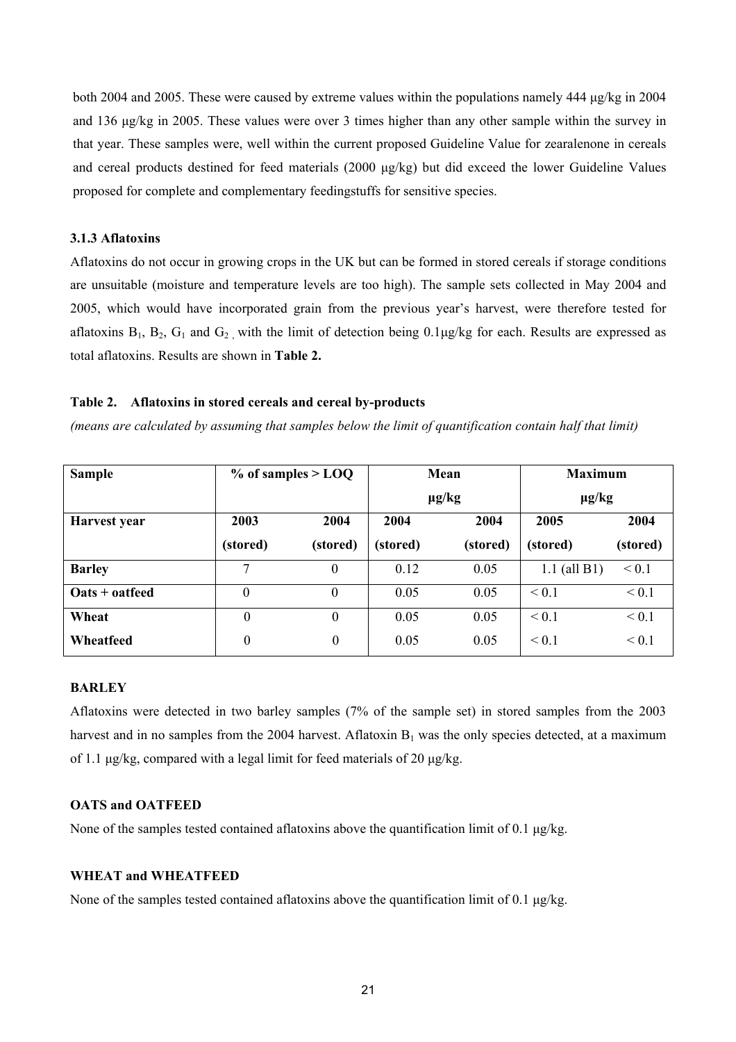both 2004 and 2005. These were caused by extreme values within the populations namely 444 μg/kg in 2004 and 136 μg/kg in 2005. These values were over 3 times higher than any other sample within the survey in that year. These samples were, well within the current proposed Guideline Value for zearalenone in cereals and cereal products destined for feed materials (2000 μg/kg) but did exceed the lower Guideline Values proposed for complete and complementary feedingstuffs for sensitive species.

### 3.1.3 Aflatoxins

Aflatoxins do not occur in growing crops in the UK but can be formed in stored cereals if storage conditions are unsuitable (moisture and temperature levels are too high). The sample sets collected in May 2004 and 2005, which would have incorporated grain from the previous year's harvest, were therefore tested for aflatoxins $B_1$, $B_2$, $G_1$ and $G_2$, with the limit of detection being 0.1μg/kg for each. Results are expressed as total aflatoxins. Results are shown in **Table 2.**

**Table 2. Aflatoxins in stored cereals and cereal by-products**

*(means are calculated by assuming that samples below the limit of quantification contain half that limit)*

| Sample | % of samples > LOQ | | Mean μg/kg | | Maximum μg/kg | |
|---|---|---|---|---|---|---|
| **Harvest year** | 2003 (stored) | 2004 (stored) | 2004 (stored) | 2004 (stored) | 2005 (stored) | 2004 (stored) |
| **Barley** | 7 | 0 | 0.12 | 0.05 | 1.1 (all B1) | < 0.1 |
| **Oats + oatfeed** | 0 | 0 | 0.05 | 0.05 | < 0.1 | < 0.1 |
| **Wheat** | 0 | 0 | 0.05 | 0.05 | < 0.1 | < 0.1 |
| **Wheatfeed** | 0 | 0 | 0.05 | 0.05 | < 0.1 | < 0.1 |

**BARLEY**

Aflatoxins were detected in two barley samples (7% of the sample set) in stored samples from the 2003 harvest and in no samples from the 2004 harvest. Aflatoxin $B_1$ was the only species detected, at a maximum of 1.1 μg/kg, compared with a legal limit for feed materials of 20 μg/kg.

**OATS and OATFEED**

None of the samples tested contained aflatoxins above the quantification limit of 0.1 μg/kg.

**WHEAT and WHEATFEED**

None of the samples tested contained aflatoxins above the quantification limit of 0.1 μg/kg.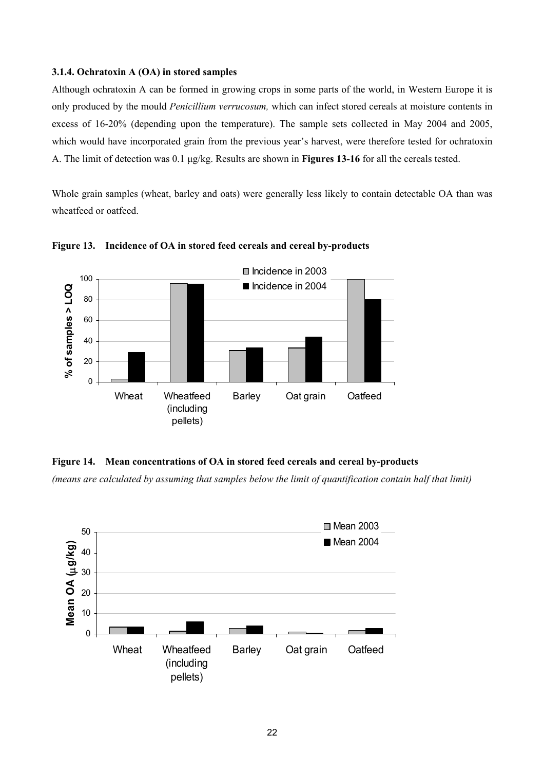### 3.1.4. Ochratoxin A (OA) in stored samples

Although ochratoxin A can be formed in growing crops in some parts of the world, in Western Europe it is only produced by the mould *Penicillium verrucosum,* which can infect stored cereals at moisture contents in excess of 16-20% (depending upon the temperature). The sample sets collected in May 2004 and 2005, which would have incorporated grain from the previous year's harvest, were therefore tested for ochratoxin A. The limit of detection was 0.1 µg/kg. Results are shown in **Figures 13-16** for all the cereals tested.

Whole grain samples (wheat, barley and oats) were generally less likely to contain detectable OA than was wheatfeed or oatfeed.

**Figure 13. Incidence of OA in stored feed cereals and cereal by-products**

**Figure 14. Mean concentrations of OA in stored feed cereals and cereal by-products**

*(means are calculated by assuming that samples below the limit of quantification contain half that limit)*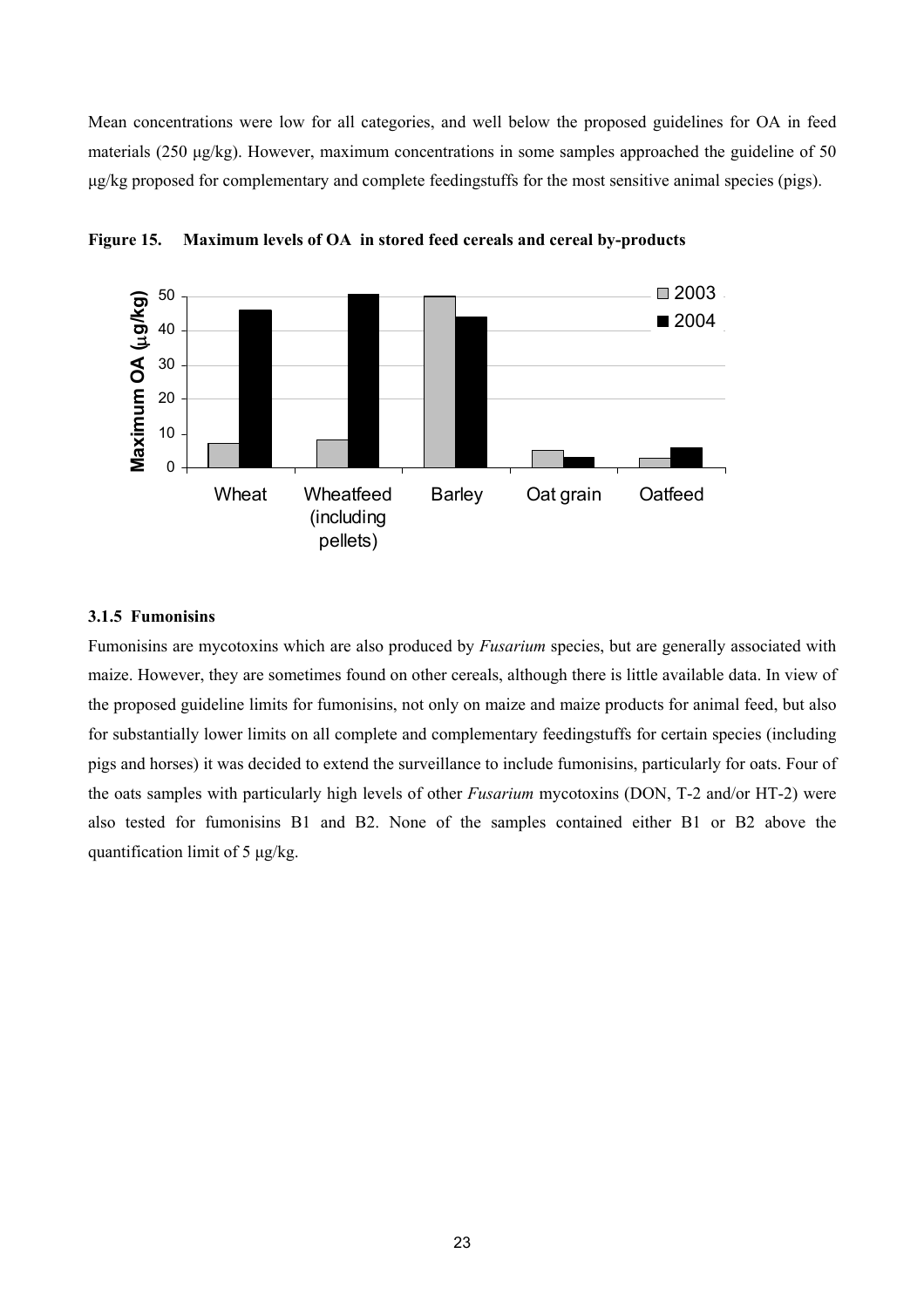Mean concentrations were low for all categories, and well below the proposed guidelines for OA in feed materials (250 μg/kg). However, maximum concentrations in some samples approached the guideline of 50 μg/kg proposed for complementary and complete feedingstuffs for the most sensitive animal species (pigs).

**Figure 15. Maximum levels of OA in stored feed cereals and cereal by-products**

### 3.1.5 Fumonisins

Fumonisins are mycotoxins which are also produced by *Fusarium* species, but are generally associated with maize. However, they are sometimes found on other cereals, although there is little available data. In view of the proposed guideline limits for fumonisins, not only on maize and maize products for animal feed, but also for substantially lower limits on all complete and complementary feedingstuffs for certain species (including pigs and horses) it was decided to extend the surveillance to include fumonisins, particularly for oats. Four of the oats samples with particularly high levels of other *Fusarium* mycotoxins (DON, T-2 and/or HT-2) were also tested for fumonisins B1 and B2. None of the samples contained either B1 or B2 above the quantification limit of 5 μg/kg.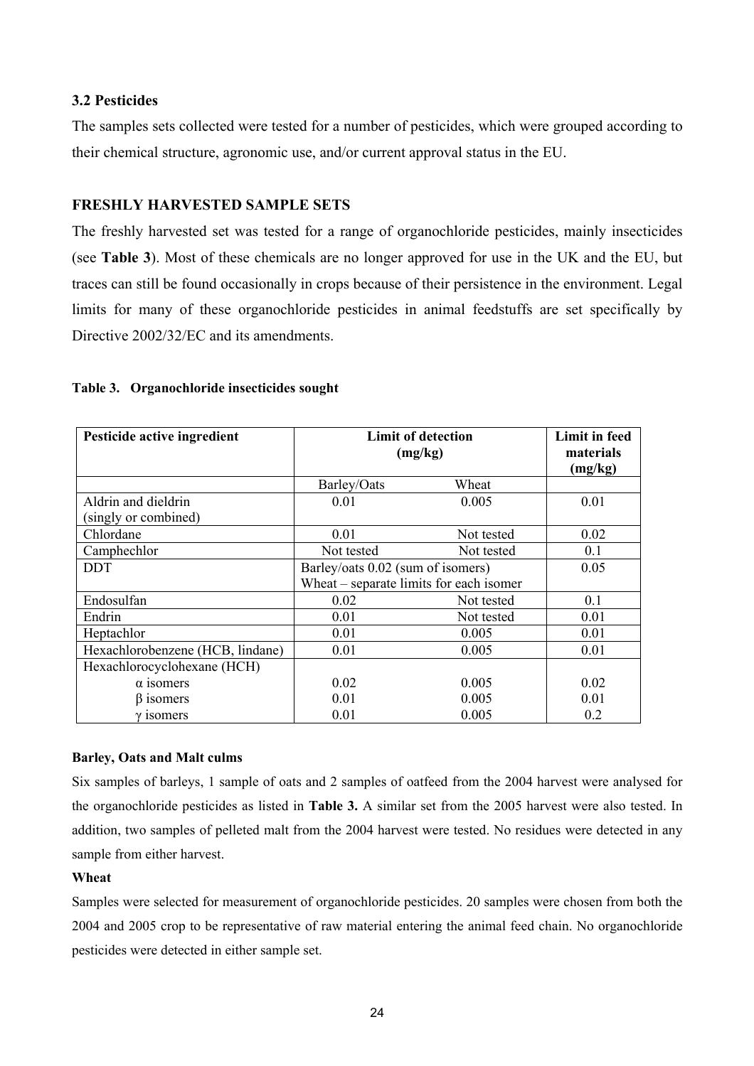### 3.2 Pesticides

The samples sets collected were tested for a number of pesticides, which were grouped according to their chemical structure, agronomic use, and/or current approval status in the EU.

**FRESHLY HARVESTED SAMPLE SETS**

The freshly harvested set was tested for a range of organochloride pesticides, mainly insecticides (see **Table 3**). Most of these chemicals are no longer approved for use in the UK and the EU, but traces can still be found occasionally in crops because of their persistence in the environment. Legal limits for many of these organochloride pesticides in animal feedstuffs are set specifically by Directive 2002/32/EC and its amendments.

**Table 3. Organochloride insecticides sought**

| Pesticide active ingredient | Limit of detection (mg/kg) | | Limit in feed materials (mg/kg) |
|---|---|---|---|
| | Barley/Oats | Wheat | |
| Aldrin and dieldrin (singly or combined) | 0.01 | 0.005 | 0.01 |
| Chlordane | 0.01 | Not tested | 0.02 |
| Camphechlor | Not tested | Not tested | 0.1 |
| DDT | Barley/oats 0.02 (sum of isomers) Wheat – separate limits for each isomer | | 0.05 |
| Endosulfan | 0.02 | Not tested | 0.1 |
| Endrin | 0.01 | Not tested | 0.01 |
| Heptachlor | 0.01 | 0.005 | 0.01 |
| Hexachlorobenzene (HCB, lindane) | 0.01 | 0.005 | 0.01 |
| Hexachlorocyclohexane (HCH) | | | |
| α isomers | 0.02 | 0.005 | 0.02 |
| β isomers | 0.01 | 0.005 | 0.01 |
| γ isomers | 0.01 | 0.005 | 0.2 |

**Barley, Oats and Malt culms**

Six samples of barleys, 1 sample of oats and 2 samples of oatfeed from the 2004 harvest were analysed for the organochloride pesticides as listed in **Table 3.** A similar set from the 2005 harvest were also tested. In addition, two samples of pelleted malt from the 2004 harvest were tested. No residues were detected in any sample from either harvest.

**Wheat**

Samples were selected for measurement of organochloride pesticides. 20 samples were chosen from both the 2004 and 2005 crop to be representative of raw material entering the animal feed chain. No organochloride pesticides were detected in either sample set.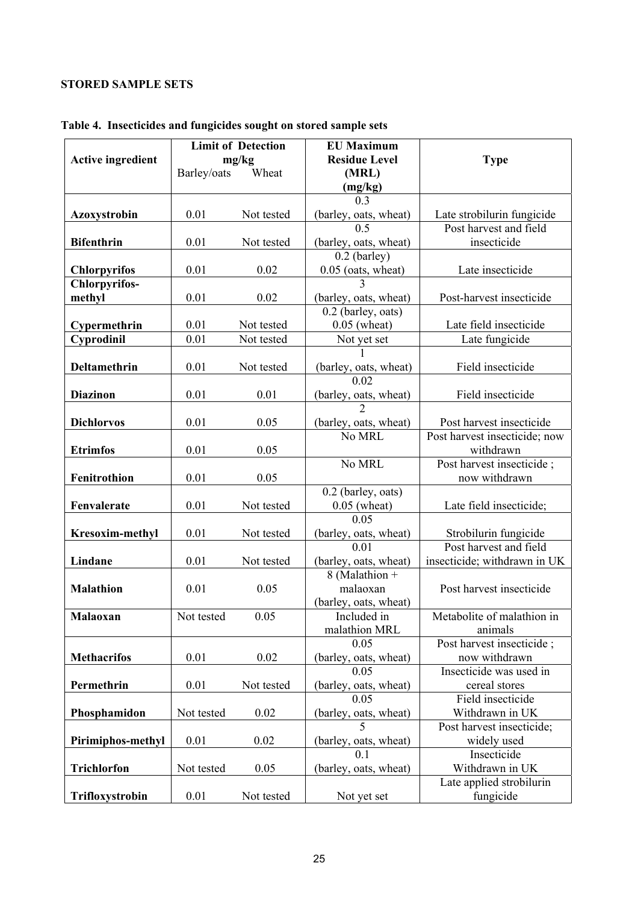## STORED SAMPLE SETS

**Table 4. Insecticides and fungicides sought on stored sample sets**

| Active ingredient | Limit of Detection mg/kg | | EU Maximum Residue Level (MRL) (mg/kg) | Type |
|---|---|---|---|---|
| | Barley/oats | Wheat | | |
| **Azoxystrobin** | 0.01 | Not tested | 0.3 (barley, oats, wheat) | Late strobilurin fungicide |
| **Bifenthrin** | 0.01 | Not tested | 0.5 (barley, oats, wheat) | Post harvest and field insecticide |
| **Chlorpyrifos** | 0.01 | 0.02 | 0.2 (barley) 0.05 (oats, wheat) | Late insecticide |
| **Chlorpyrifos-methyl** | 0.01 | 0.02 | 3 (barley, oats, wheat) | Post-harvest insecticide |
| **Cypermethrin** | 0.01 | Not tested | 0.2 (barley, oats) 0.05 (wheat) | Late field insecticide |
| **Cyprodinil** | 0.01 | Not tested | Not yet set | Late fungicide |
| **Deltamethrin** | 0.01 | Not tested | 1 (barley, oats, wheat) | Field insecticide |
| **Diazinon** | 0.01 | 0.01 | 0.02 (barley, oats, wheat) | Field insecticide |
| **Dichlorvos** | 0.01 | 0.05 | 2 (barley, oats, wheat) | Post harvest insecticide |
| **Etrimfos** | 0.01 | 0.05 | No MRL | Post harvest insecticide; now withdrawn |
| **Fenitrothion** | 0.01 | 0.05 | No MRL | Post harvest insecticide ; now withdrawn |
| **Fenvalerate** | 0.01 | Not tested | 0.2 (barley, oats) 0.05 (wheat) | Late field insecticide; |
| **Kresoxim-methyl** | 0.01 | Not tested | 0.05 (barley, oats, wheat) | Strobilurin fungicide |
| **Lindane** | 0.01 | Not tested | 0.01 (barley, oats, wheat) | Post harvest and field insecticide; withdrawn in UK |
| **Malathion** | 0.01 | 0.05 | 8 (Malathion + malaoxan (barley, oats, wheat) | Post harvest insecticide |
| **Malaoxan** | Not tested | 0.05 | Included in malathion MRL | Metabolite of malathion in animals |
| **Methacrifos** | 0.01 | 0.02 | 0.05 (barley, oats, wheat) | Post harvest insecticide ; now withdrawn |
| **Permethrin** | 0.01 | Not tested | 0.05 (barley, oats, wheat) | Insecticide was used in cereal stores |
| **Phosphamidon** | Not tested | 0.02 | 0.05 (barley, oats, wheat) | Field insecticide Withdrawn in UK |
| **Pirimiphos-methyl** | 0.01 | 0.02 | 5 (barley, oats, wheat) | Post harvest insecticide; widely used |
| **Trichlorfon** | Not tested | 0.05 | 0.1 (barley, oats, wheat) | Insecticide Withdrawn in UK |
| **Trifloxystrobin** | 0.01 | Not tested | Not yet set | Late applied strobilurin fungicide |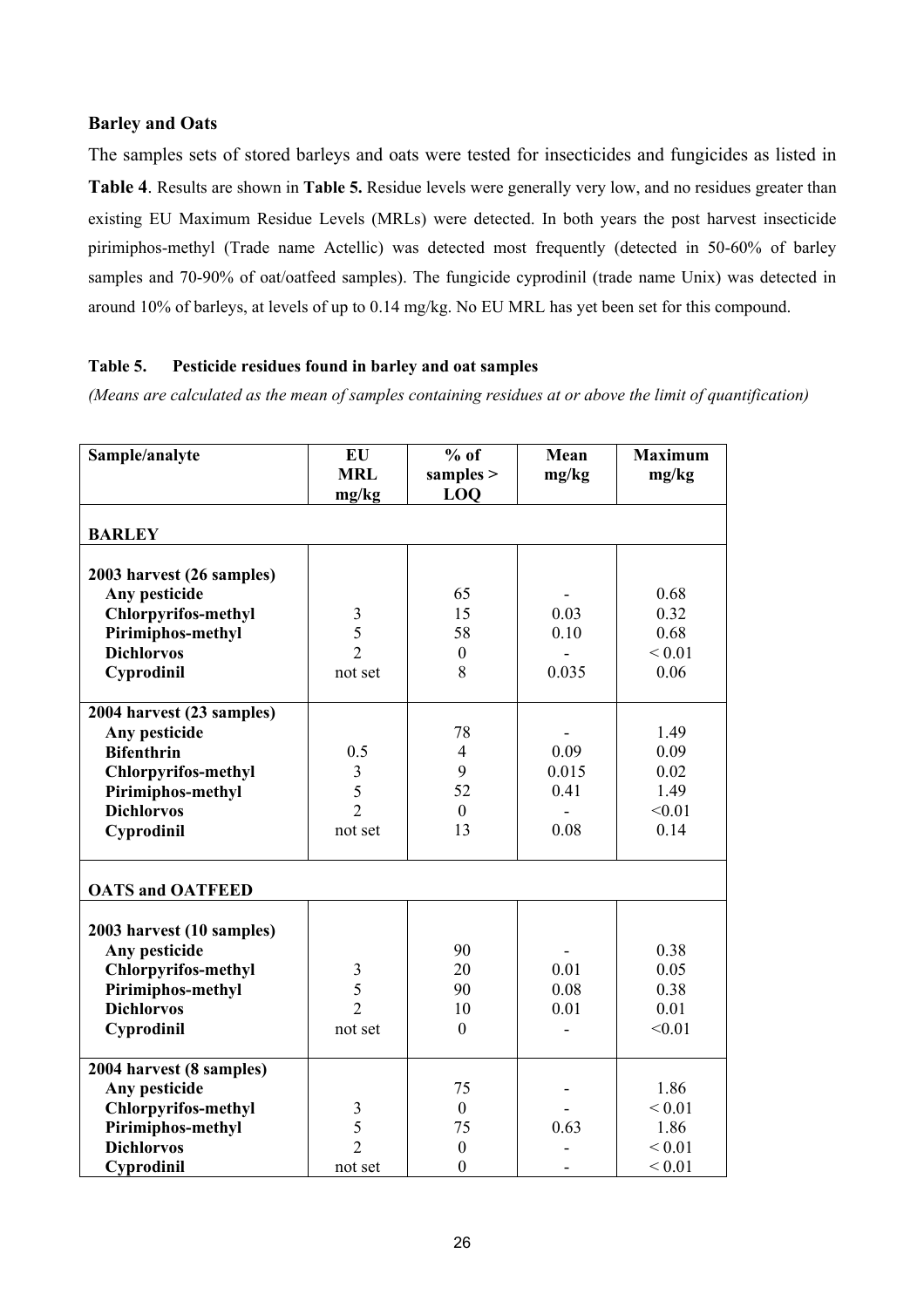### Barley and Oats

The samples sets of stored barleys and oats were tested for insecticides and fungicides as listed in **Table 4**. Results are shown in **Table 5.** Residue levels were generally very low, and no residues greater than existing EU Maximum Residue Levels (MRLs) were detected. In both years the post harvest insecticide pirimiphos-methyl (Trade name Actellic) was detected most frequently (detected in 50-60% of barley samples and 70-90% of oat/oatfeed samples). The fungicide cyprodinil (trade name Unix) was detected in around 10% of barleys, at levels of up to 0.14 mg/kg. No EU MRL has yet been set for this compound.

**Table 5. Pesticide residues found in barley and oat samples**

*(Means are calculated as the mean of samples containing residues at or above the limit of quantification)*

| Sample/analyte | EU MRL mg/kg | % of samples > LOQ | Mean mg/kg | Maximum mg/kg |
|---|---|---|---|---|
| **BARLEY** | | | | |
| **2003 harvest (26 samples)** | | | | |
| **Any pesticide** | | 65 | - | 0.68 |
| **Chlorpyrifos-methyl** | 3 | 15 | 0.03 | 0.32 |
| **Pirimiphos-methyl** | 5 | 58 | 0.10 | 0.68 |
| **Dichlorvos** | 2 | 0 | - | < 0.01 |
| **Cyprodinil** | not set | 8 | 0.035 | 0.06 |
| **2004 harvest (23 samples)** | | | | |
| **Any pesticide** | | 78 | - | 1.49 |
| **Bifenthrin** | 0.5 | 4 | 0.09 | 0.09 |
| **Chlorpyrifos-methyl** | 3 | 9 | 0.015 | 0.02 |
| **Pirimiphos-methyl** | 5 | 52 | 0.41 | 1.49 |
| **Dichlorvos** | 2 | 0 | - | <0.01 |
| **Cyprodinil** | not set | 13 | 0.08 | 0.14 |
| **OATS and OATFEED** | | | | |
| **2003 harvest (10 samples)** | | | | |
| **Any pesticide** | | 90 | - | 0.38 |
| **Chlorpyrifos-methyl** | 3 | 20 | 0.01 | 0.05 |
| **Pirimiphos-methyl** | 5 | 90 | 0.08 | 0.38 |
| **Dichlorvos** | 2 | 10 | 0.01 | 0.01 |
| **Cyprodinil** | not set | 0 | - | <0.01 |
| **2004 harvest (8 samples)** | | | | |
| **Any pesticide** | | 75 | - | 1.86 |
| **Chlorpyrifos-methyl** | 3 | 0 | - | < 0.01 |
| **Pirimiphos-methyl** | 5 | 75 | 0.63 | 1.86 |
| **Dichlorvos** | 2 | 0 | - | < 0.01 |
| **Cyprodinil** | not set | 0 | - | < 0.01 |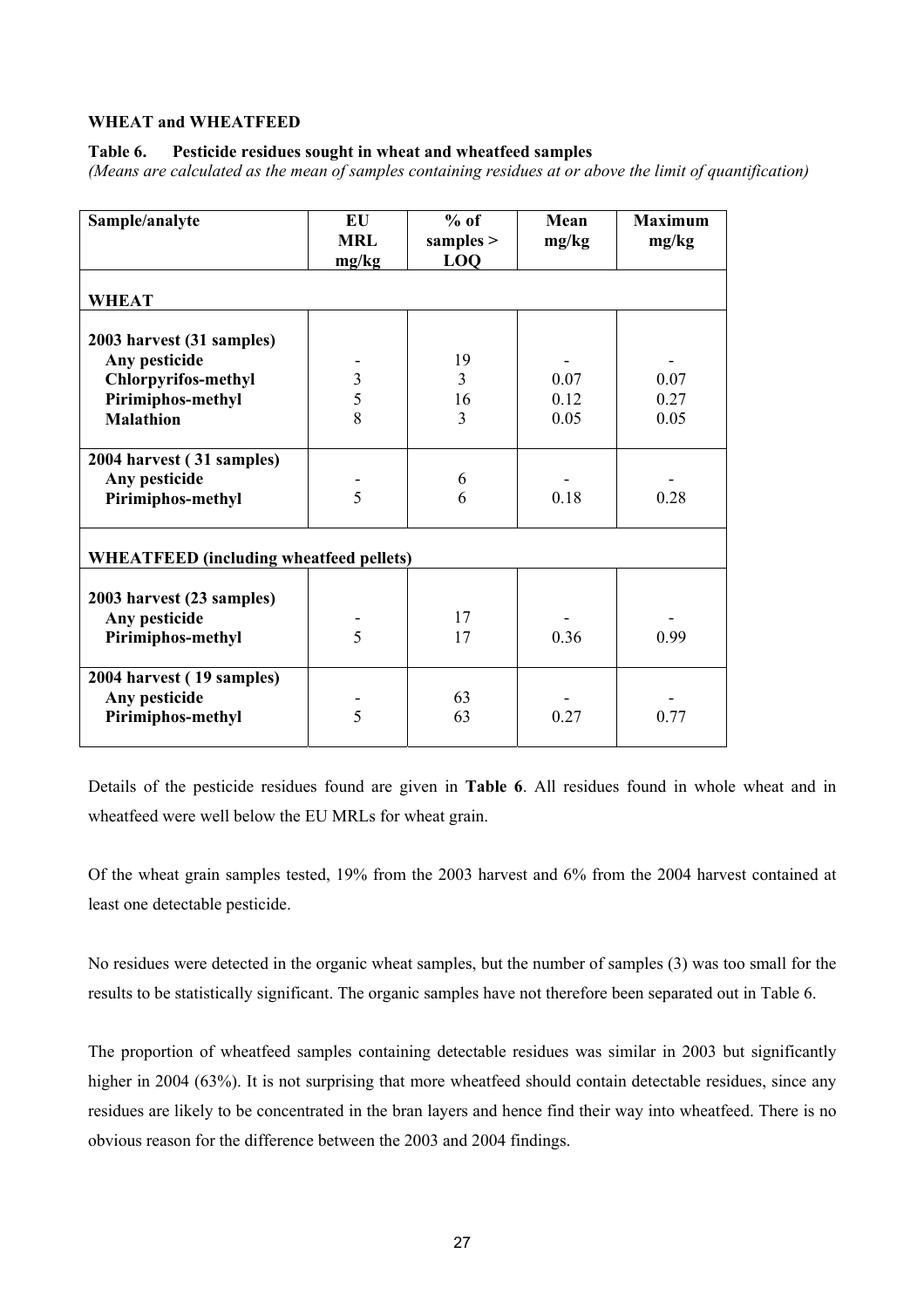**WHEAT and WHEATFEED**

**Table 6. Pesticide residues sought in wheat and wheatfeed samples**

*(Means are calculated as the mean of samples containing residues at or above the limit of quantification)*

| Sample/analyte | EU MRL mg/kg | % of samples > LOQ | Mean mg/kg | Maximum mg/kg |
|---|---|---|---|---|
| **WHEAT** | | | | |
| **2003 harvest (31 samples)** | | | | |
| **Any pesticide** | - | 19 | - | - |
| **Chlorpyrifos-methyl** | 3 | 3 | 0.07 | 0.07 |
| **Pirimiphos-methyl** | 5 | 16 | 0.12 | 0.27 |
| **Malathion** | 8 | 3 | 0.05 | 0.05 |
| **2004 harvest ( 31 samples)** | | | | |
| **Any pesticide** | - | 6 | - | - |
| **Pirimiphos-methyl** | 5 | 6 | 0.18 | 0.28 |
| **WHEATFEED (including wheatfeed pellets)** | | | | |
| **2003 harvest (23 samples)** | | | | |
| **Any pesticide** | - | 17 | - | - |
| **Pirimiphos-methyl** | 5 | 17 | 0.36 | 0.99 |
| **2004 harvest ( 19 samples)** | | | | |
| **Any pesticide** | - | 63 | - | - |
| **Pirimiphos-methyl** | 5 | 63 | 0.27 | 0.77 |

Details of the pesticide residues found are given in **Table 6**. All residues found in whole wheat and in wheatfeed were well below the EU MRLs for wheat grain.

Of the wheat grain samples tested, 19% from the 2003 harvest and 6% from the 2004 harvest contained at least one detectable pesticide.

No residues were detected in the organic wheat samples, but the number of samples (3) was too small for the results to be statistically significant. The organic samples have not therefore been separated out in Table 6.

The proportion of wheatfeed samples containing detectable residues was similar in 2003 but significantly higher in 2004 (63%). It is not surprising that more wheatfeed should contain detectable residues, since any residues are likely to be concentrated in the bran layers and hence find their way into wheatfeed. There is no obvious reason for the difference between the 2003 and 2004 findings.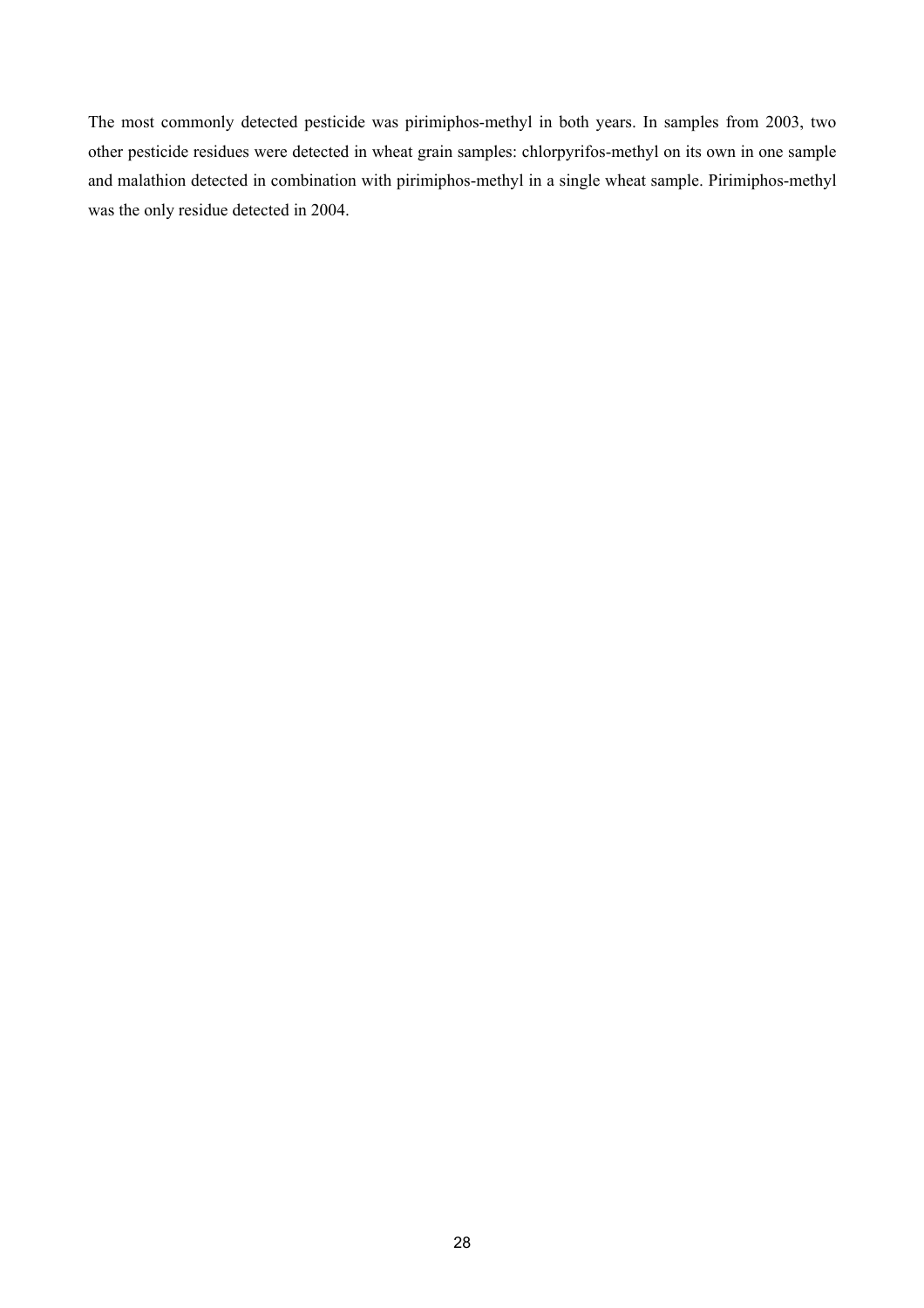The most commonly detected pesticide was pirimiphos-methyl in both years. In samples from 2003, two other pesticide residues were detected in wheat grain samples: chlorpyrifos-methyl on its own in one sample and malathion detected in combination with pirimiphos-methyl in a single wheat sample. Pirimiphos-methyl was the only residue detected in 2004.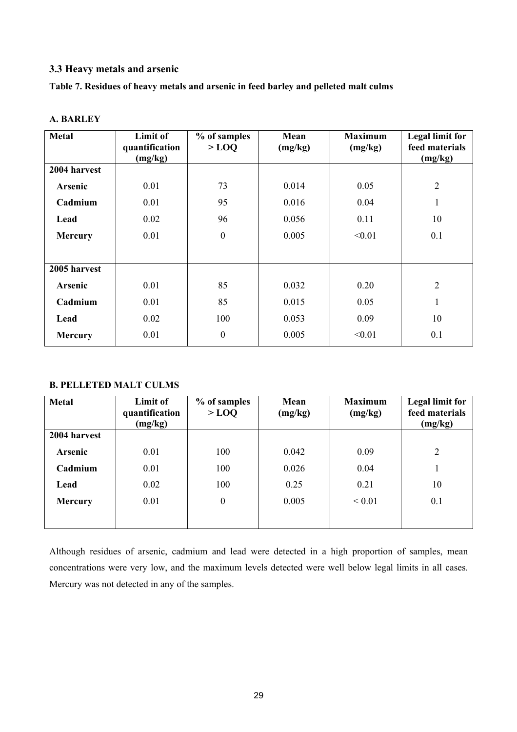### 3.3 Heavy metals and arsenic

**Table 7. Residues of heavy metals and arsenic in feed barley and pelleted malt culms**

**A. BARLEY**

| Metal | Limit of quantification (mg/kg) | % of samples > LOQ | Mean (mg/kg) | Maximum (mg/kg) | Legal limit for feed materials (mg/kg) |
|---|---|---|---|---|---|
| **2004 harvest** | | | | | |
| **Arsenic** | 0.01 | 73 | 0.014 | 0.05 | 2 |
| **Cadmium** | 0.01 | 95 | 0.016 | 0.04 | 1 |
| **Lead** | 0.02 | 96 | 0.056 | 0.11 | 10 |
| **Mercury** | 0.01 | 0 | 0.005 | <0.01 | 0.1 |
| **2005 harvest** | | | | | |
| **Arsenic** | 0.01 | 85 | 0.032 | 0.20 | 2 |
| **Cadmium** | 0.01 | 85 | 0.015 | 0.05 | 1 |
| **Lead** | 0.02 | 100 | 0.053 | 0.09 | 10 |
| **Mercury** | 0.01 | 0 | 0.005 | <0.01 | 0.1 |

**B. PELLETED MALT CULMS**

| Metal | Limit of quantification (mg/kg) | % of samples > LOQ | Mean (mg/kg) | Maximum (mg/kg) | Legal limit for feed materials (mg/kg) |
|---|---|---|---|---|---|
| **2004 harvest** | | | | | |
| **Arsenic** | 0.01 | 100 | 0.042 | 0.09 | 2 |
| **Cadmium** | 0.01 | 100 | 0.026 | 0.04 | 1 |
| **Lead** | 0.02 | 100 | 0.25 | 0.21 | 10 |
| **Mercury** | 0.01 | 0 | 0.005 | < 0.01 | 0.1 |

Although residues of arsenic, cadmium and lead were detected in a high proportion of samples, mean concentrations were very low, and the maximum levels detected were well below legal limits in all cases. Mercury was not detected in any of the samples.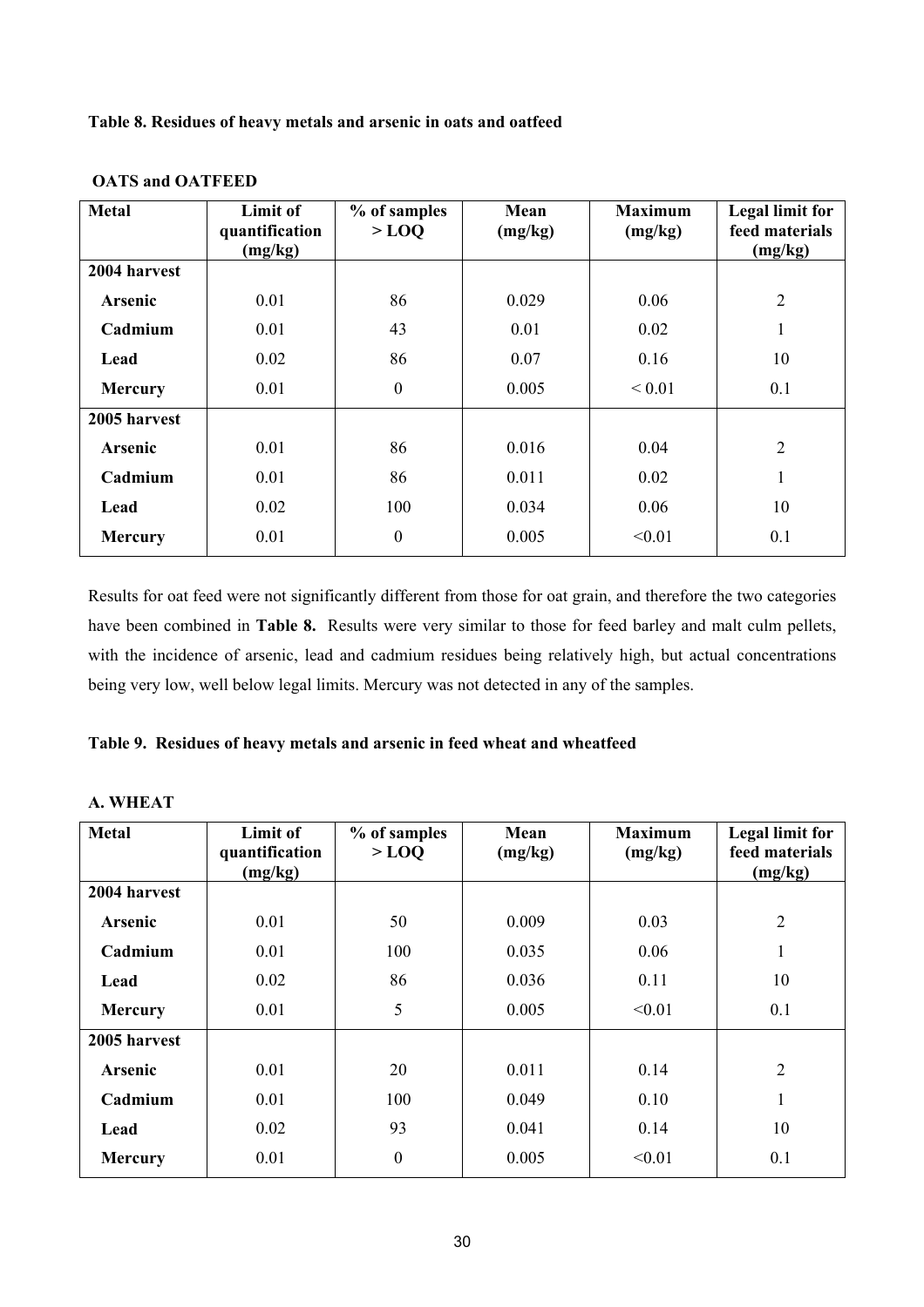**Table 8. Residues of heavy metals and arsenic in oats and oatfeed**

**OATS and OATFEED**

| Metal | Limit of quantification (mg/kg) | % of samples > LOQ | Mean (mg/kg) | Maximum (mg/kg) | Legal limit for feed materials (mg/kg) |
|---|---|---|---|---|---|
| **2004 harvest** | | | | | |
| **Arsenic** | 0.01 | 86 | 0.029 | 0.06 | 2 |
| **Cadmium** | 0.01 | 43 | 0.01 | 0.02 | 1 |
| **Lead** | 0.02 | 86 | 0.07 | 0.16 | 10 |
| **Mercury** | 0.01 | 0 | 0.005 | < 0.01 | 0.1 |
| **2005 harvest** | | | | | |
| **Arsenic** | 0.01 | 86 | 0.016 | 0.04 | 2 |
| **Cadmium** | 0.01 | 86 | 0.011 | 0.02 | 1 |
| **Lead** | 0.02 | 100 | 0.034 | 0.06 | 10 |
| **Mercury** | 0.01 | 0 | 0.005 | <0.01 | 0.1 |

Results for oat feed were not significantly different from those for oat grain, and therefore the two categories have been combined in **Table 8.** Results were very similar to those for feed barley and malt culm pellets, with the incidence of arsenic, lead and cadmium residues being relatively high, but actual concentrations being very low, well below legal limits. Mercury was not detected in any of the samples.

**Table 9. Residues of heavy metals and arsenic in feed wheat and wheatfeed**

**A. WHEAT**

| Metal | Limit of quantification (mg/kg) | % of samples > LOQ | Mean (mg/kg) | Maximum (mg/kg) | Legal limit for feed materials (mg/kg) |
|---|---|---|---|---|---|
| **2004 harvest** | | | | | |
| **Arsenic** | 0.01 | 50 | 0.009 | 0.03 | 2 |
| **Cadmium** | 0.01 | 100 | 0.035 | 0.06 | 1 |
| **Lead** | 0.02 | 86 | 0.036 | 0.11 | 10 |
| **Mercury** | 0.01 | 5 | 0.005 | <0.01 | 0.1 |
| **2005 harvest** | | | | | |
| **Arsenic** | 0.01 | 20 | 0.011 | 0.14 | 2 |
| **Cadmium** | 0.01 | 100 | 0.049 | 0.10 | 1 |
| **Lead** | 0.02 | 93 | 0.041 | 0.14 | 10 |
| **Mercury** | 0.01 | 0 | 0.005 | <0.01 | 0.1 |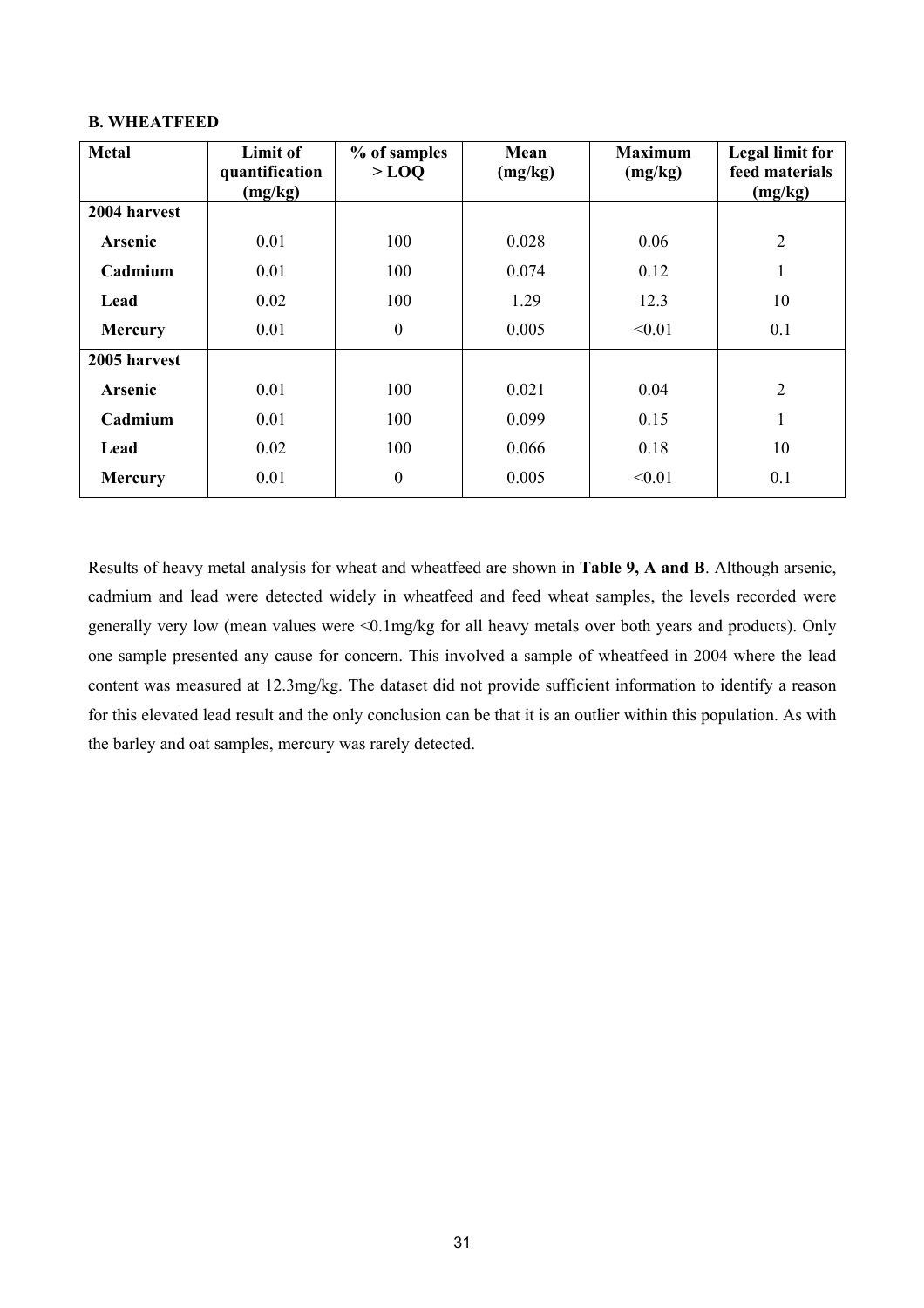**B. WHEATFEED**

| Metal | Limit of quantification (mg/kg) | % of samples > LOQ | Mean (mg/kg) | Maximum (mg/kg) | Legal limit for feed materials (mg/kg) |
|---|---|---|---|---|---|
| **2004 harvest** | | | | | |
| **Arsenic** | 0.01 | 100 | 0.028 | 0.06 | 2 |
| **Cadmium** | 0.01 | 100 | 0.074 | 0.12 | 1 |
| **Lead** | 0.02 | 100 | 1.29 | 12.3 | 10 |
| **Mercury** | 0.01 | 0 | 0.005 | <0.01 | 0.1 |
| **2005 harvest** | | | | | |
| **Arsenic** | 0.01 | 100 | 0.021 | 0.04 | 2 |
| **Cadmium** | 0.01 | 100 | 0.099 | 0.15 | 1 |
| **Lead** | 0.02 | 100 | 0.066 | 0.18 | 10 |
| **Mercury** | 0.01 | 0 | 0.005 | <0.01 | 0.1 |

Results of heavy metal analysis for wheat and wheatfeed are shown in **Table 9, A and B**. Although arsenic, cadmium and lead were detected widely in wheatfeed and feed wheat samples, the levels recorded were generally very low (mean values were <0.1mg/kg for all heavy metals over both years and products). Only one sample presented any cause for concern. This involved a sample of wheatfeed in 2004 where the lead content was measured at 12.3mg/kg. The dataset did not provide sufficient information to identify a reason for this elevated lead result and the only conclusion can be that it is an outlier within this population. As with the barley and oat samples, mercury was rarely detected.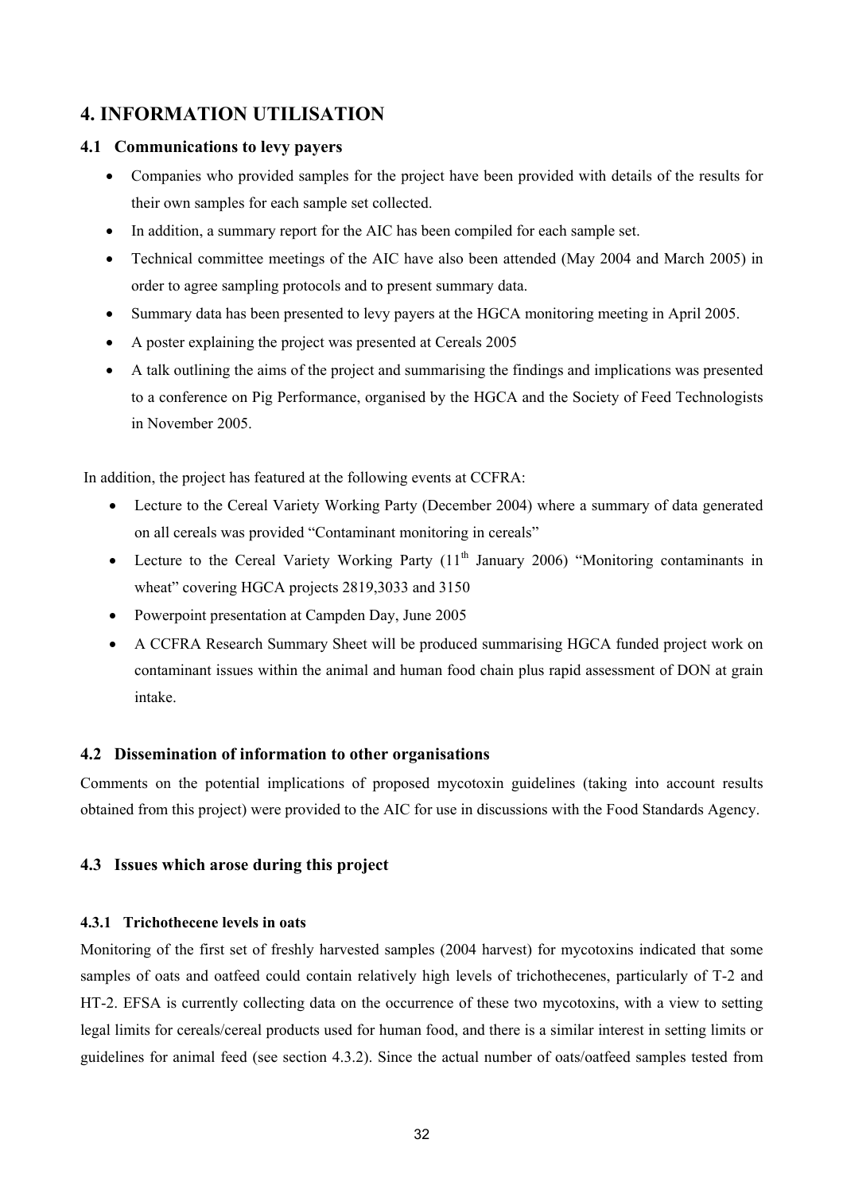# 4. INFORMATION UTILISATION

## 4.1 Communications to levy payers

- Companies who provided samples for the project have been provided with details of the results for their own samples for each sample set collected.
- In addition, a summary report for the AIC has been compiled for each sample set.
- Technical committee meetings of the AIC have also been attended (May 2004 and March 2005) in order to agree sampling protocols and to present summary data.
- Summary data has been presented to levy payers at the HGCA monitoring meeting in April 2005.
- A poster explaining the project was presented at Cereals 2005
- A talk outlining the aims of the project and summarising the findings and implications was presented to a conference on Pig Performance, organised by the HGCA and the Society of Feed Technologists in November 2005.

In addition, the project has featured at the following events at CCFRA:

- Lecture to the Cereal Variety Working Party (December 2004) where a summary of data generated on all cereals was provided "Contaminant monitoring in cereals"
- Lecture to the Cereal Variety Working Party (11th January 2006) "Monitoring contaminants in wheat" covering HGCA projects 2819,3033 and 3150
- Powerpoint presentation at Campden Day, June 2005
- A CCFRA Research Summary Sheet will be produced summarising HGCA funded project work on contaminant issues within the animal and human food chain plus rapid assessment of DON at grain intake.

## 4.2 Dissemination of information to other organisations

Comments on the potential implications of proposed mycotoxin guidelines (taking into account results obtained from this project) were provided to the AIC for use in discussions with the Food Standards Agency.

## 4.3 Issues which arose during this project

### 4.3.1 Trichothecene levels in oats

Monitoring of the first set of freshly harvested samples (2004 harvest) for mycotoxins indicated that some samples of oats and oatfeed could contain relatively high levels of trichothecenes, particularly of T-2 and HT-2. EFSA is currently collecting data on the occurrence of these two mycotoxins, with a view to setting legal limits for cereals/cereal products used for human food, and there is a similar interest in setting limits or guidelines for animal feed (see section 4.3.2). Since the actual number of oats/oatfeed samples tested from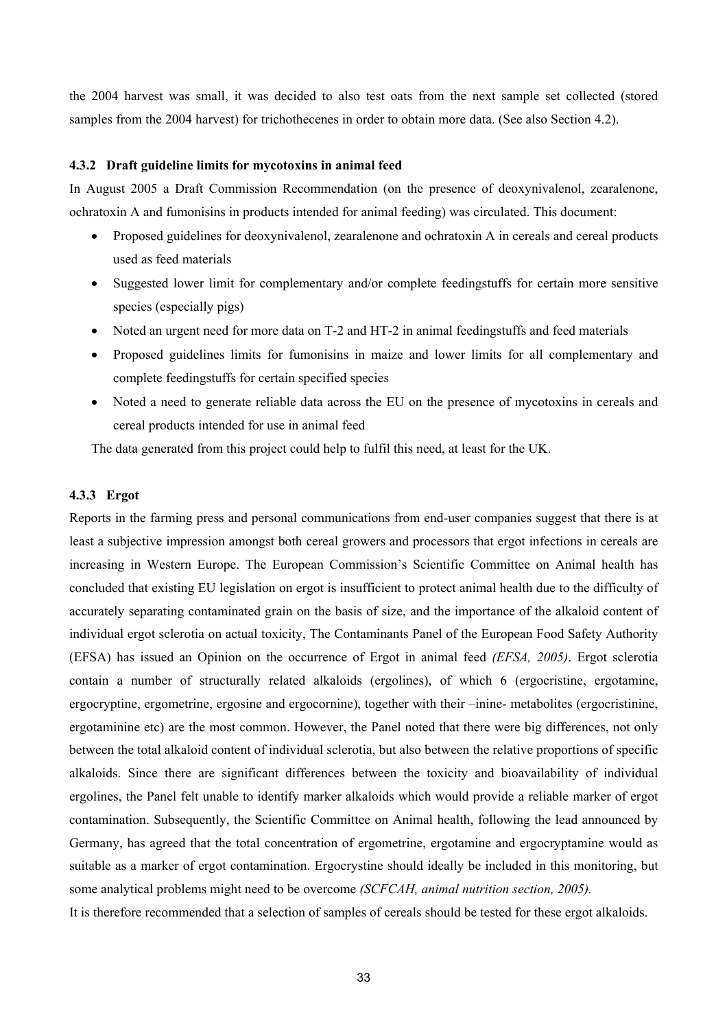the 2004 harvest was small, it was decided to also test oats from the next sample set collected (stored samples from the 2004 harvest) for trichothecenes in order to obtain more data. (See also Section 4.2).

### 4.3.2 Draft guideline limits for mycotoxins in animal feed

In August 2005 a Draft Commission Recommendation (on the presence of deoxynivalenol, zearalenone, ochratoxin A and fumonisins in products intended for animal feeding) was circulated. This document:

- Proposed guidelines for deoxynivalenol, zearalenone and ochratoxin A in cereals and cereal products used as feed materials
- Suggested lower limit for complementary and/or complete feedingstuffs for certain more sensitive species (especially pigs)
- Noted an urgent need for more data on T-2 and HT-2 in animal feedingstuffs and feed materials
- Proposed guidelines limits for fumonisins in maize and lower limits for all complementary and complete feedingstuffs for certain specified species
- Noted a need to generate reliable data across the EU on the presence of mycotoxins in cereals and cereal products intended for use in animal feed

The data generated from this project could help to fulfil this need, at least for the UK.

### 4.3.3 Ergot

Reports in the farming press and personal communications from end-user companies suggest that there is at least a subjective impression amongst both cereal growers and processors that ergot infections in cereals are increasing in Western Europe. The European Commission's Scientific Committee on Animal health has concluded that existing EU legislation on ergot is insufficient to protect animal health due to the difficulty of accurately separating contaminated grain on the basis of size, and the importance of the alkaloid content of individual ergot sclerotia on actual toxicity, The Contaminants Panel of the European Food Safety Authority (EFSA) has issued an Opinion on the occurrence of Ergot in animal feed *(EFSA, 2005)*. Ergot sclerotia contain a number of structurally related alkaloids (ergolines), of which 6 (ergocristine, ergotamine, ergocryptine, ergometrine, ergosine and ergocornine), together with their –inine- metabolites (ergocristinine, ergotaminine etc) are the most common. However, the Panel noted that there were big differences, not only between the total alkaloid content of individual sclerotia, but also between the relative proportions of specific alkaloids. Since there are significant differences between the toxicity and bioavailability of individual ergolines, the Panel felt unable to identify marker alkaloids which would provide a reliable marker of ergot contamination. Subsequently, the Scientific Committee on Animal health, following the lead announced by Germany, has agreed that the total concentration of ergometrine, ergotamine and ergocryptamine would as suitable as a marker of ergot contamination. Ergocrystine should ideally be included in this monitoring, but some analytical problems might need to be overcome *(SCFCAH, animal nutrition section, 2005).*

It is therefore recommended that a selection of samples of cereals should be tested for these ergot alkaloids.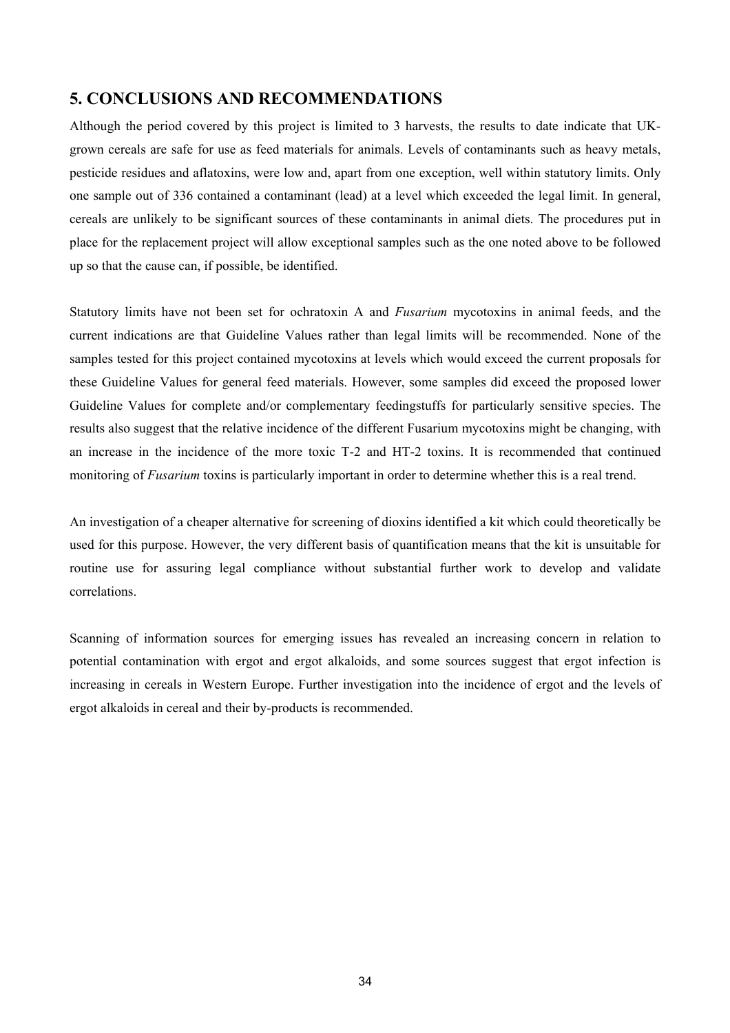## 5. CONCLUSIONS AND RECOMMENDATIONS

Although the period covered by this project is limited to 3 harvests, the results to date indicate that UK-grown cereals are safe for use as feed materials for animals. Levels of contaminants such as heavy metals, pesticide residues and aflatoxins, were low and, apart from one exception, well within statutory limits. Only one sample out of 336 contained a contaminant (lead) at a level which exceeded the legal limit. In general, cereals are unlikely to be significant sources of these contaminants in animal diets. The procedures put in place for the replacement project will allow exceptional samples such as the one noted above to be followed up so that the cause can, if possible, be identified.

Statutory limits have not been set for ochratoxin A and *Fusarium* mycotoxins in animal feeds, and the current indications are that Guideline Values rather than legal limits will be recommended. None of the samples tested for this project contained mycotoxins at levels which would exceed the current proposals for these Guideline Values for general feed materials. However, some samples did exceed the proposed lower Guideline Values for complete and/or complementary feedingstuffs for particularly sensitive species. The results also suggest that the relative incidence of the different Fusarium mycotoxins might be changing, with an increase in the incidence of the more toxic T-2 and HT-2 toxins. It is recommended that continued monitoring of *Fusarium* toxins is particularly important in order to determine whether this is a real trend.

An investigation of a cheaper alternative for screening of dioxins identified a kit which could theoretically be used for this purpose. However, the very different basis of quantification means that the kit is unsuitable for routine use for assuring legal compliance without substantial further work to develop and validate correlations.

Scanning of information sources for emerging issues has revealed an increasing concern in relation to potential contamination with ergot and ergot alkaloids, and some sources suggest that ergot infection is increasing in cereals in Western Europe. Further investigation into the incidence of ergot and the levels of ergot alkaloids in cereal and their by-products is recommended.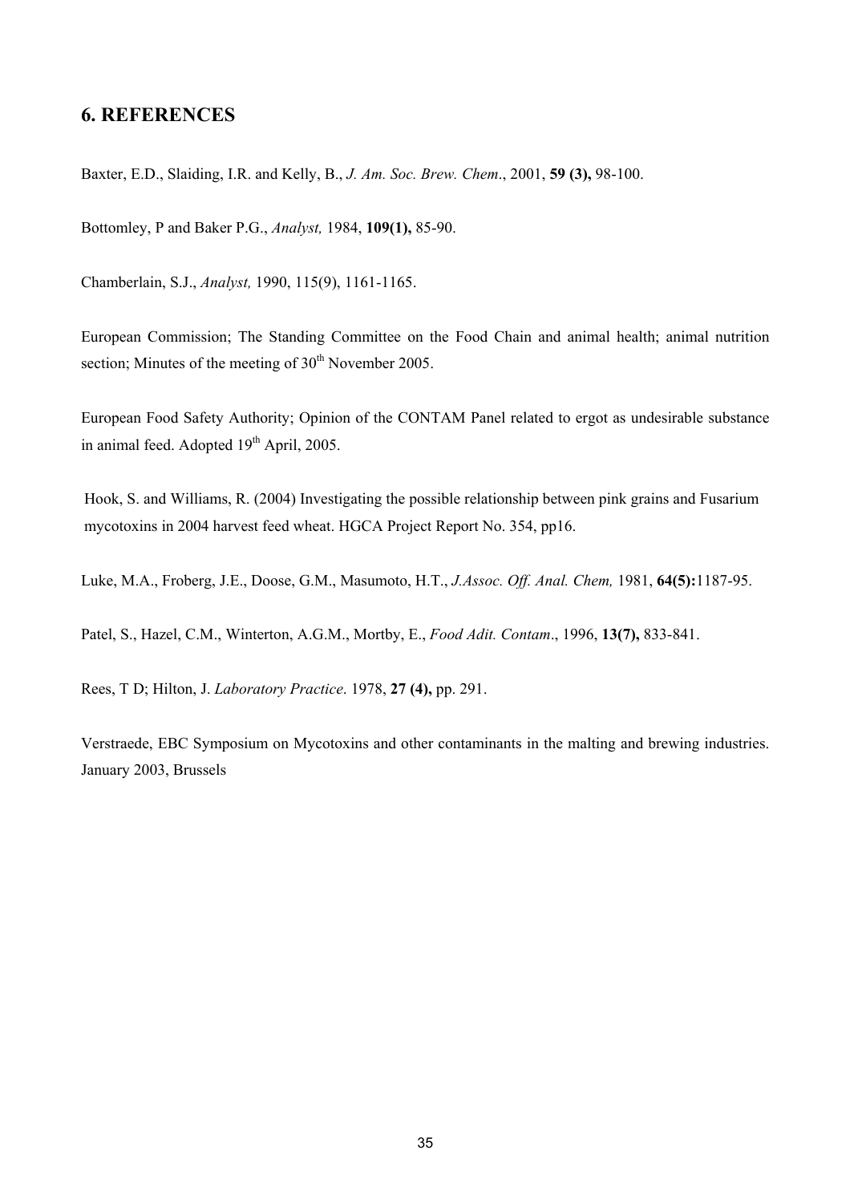## 6. REFERENCES

Baxter, E.D., Slaiding, I.R. and Kelly, B., *J. Am. Soc. Brew. Chem*., 2001, **59 (3),** 98-100.

Bottomley, P and Baker P.G., *Analyst,* 1984, **109(1),** 85-90.

Chamberlain, S.J., *Analyst,* 1990, 115(9), 1161-1165.

European Commission; The Standing Committee on the Food Chain and animal health; animal nutrition section; Minutes of the meeting of 30th November 2005.

European Food Safety Authority; Opinion of the CONTAM Panel related to ergot as undesirable substance in animal feed. Adopted 19th April, 2005.

Hook, S. and Williams, R. (2004) Investigating the possible relationship between pink grains and Fusarium mycotoxins in 2004 harvest feed wheat. HGCA Project Report No. 354, pp16.

Luke, M.A., Froberg, J.E., Doose, G.M., Masumoto, H.T., *J.Assoc. Off. Anal. Chem,* 1981, **64(5):**1187-95.

Patel, S., Hazel, C.M., Winterton, A.G.M., Mortby, E., *Food Adit. Contam*., 1996, **13(7),** 833-841.

Rees, T D; Hilton, J. *Laboratory Practice*. 1978, **27 (4),** pp. 291.

Verstraede, EBC Symposium on Mycotoxins and other contaminants in the malting and brewing industries. January 2003, Brussels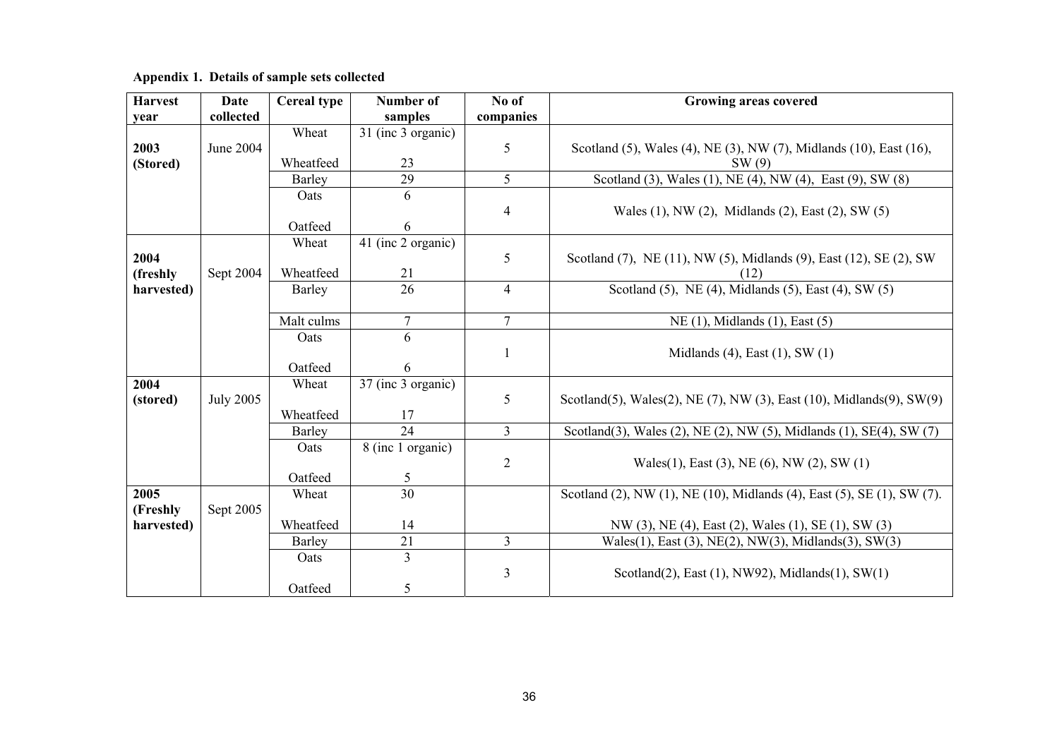**Appendix 1. Details of sample sets collected**

| Harvest year | Date collected | Cereal type | Number of samples | No of companies | Growing areas covered |
|---|---|---|---|---|---|
| 2003 (Stored) | June 2004 | Wheat | 31 (inc 3 organic) | 5 | Scotland (5), Wales (4), NE (3), NW (7), Midlands (10), East (16), SW (9) |
| | | Wheatfeed | 23 | | |
| | | Barley | 29 | 5 | Scotland (3), Wales (1), NE (4), NW (4), East (9), SW (8) |
| | | Oats | 6 | 4 | Wales (1), NW (2), Midlands (2), East (2), SW (5) |
| | | Oatfeed | 6 | | |
| 2004 (freshly harvested) | Sept 2004 | Wheat | 41 (inc 2 organic) | 5 | Scotland (7), NE (11), NW (5), Midlands (9), East (12), SE (2), SW (12) |
| | | Wheatfeed | 21 | | |
| | | Barley | 26 | 4 | Scotland (5), NE (4), Midlands (5), East (4), SW (5) |
| | | Malt culms | 7 | 7 | NE (1), Midlands (1), East (5) |
| | | Oats | 6 | 1 | Midlands (4), East (1), SW (1) |
| | | Oatfeed | 6 | | |
| 2004 (stored) | July 2005 | Wheat | 37 (inc 3 organic) | 5 | Scotland(5), Wales(2), NE (7), NW (3), East (10), Midlands(9), SW(9) |
| | | Wheatfeed | 17 | | |
| | | Barley | 24 | 3 | Scotland(3), Wales (2), NE (2), NW (5), Midlands (1), SE(4), SW (7) |
| | | Oats | 8 (inc 1 organic) | 2 | Wales(1), East (3), NE (6), NW (2), SW (1) |
| | | Oatfeed | 5 | | |
| 2005 (Freshly harvested) | Sept 2005 | Wheat | 30 | | Scotland (2), NW (1), NE (10), Midlands (4), East (5), SE (1), SW (7). |
| | | Wheatfeed | 14 | | NW (3), NE (4), East (2), Wales (1), SE (1), SW (3) |
| | | Barley | 21 | 3 | Wales(1), East (3), NE(2), NW(3), Midlands(3), SW(3) |
| | | Oats | 3 | 3 | Scotland(2), East (1), NW92), Midlands(1), SW(1) |
| | | Oatfeed | 5 | | |